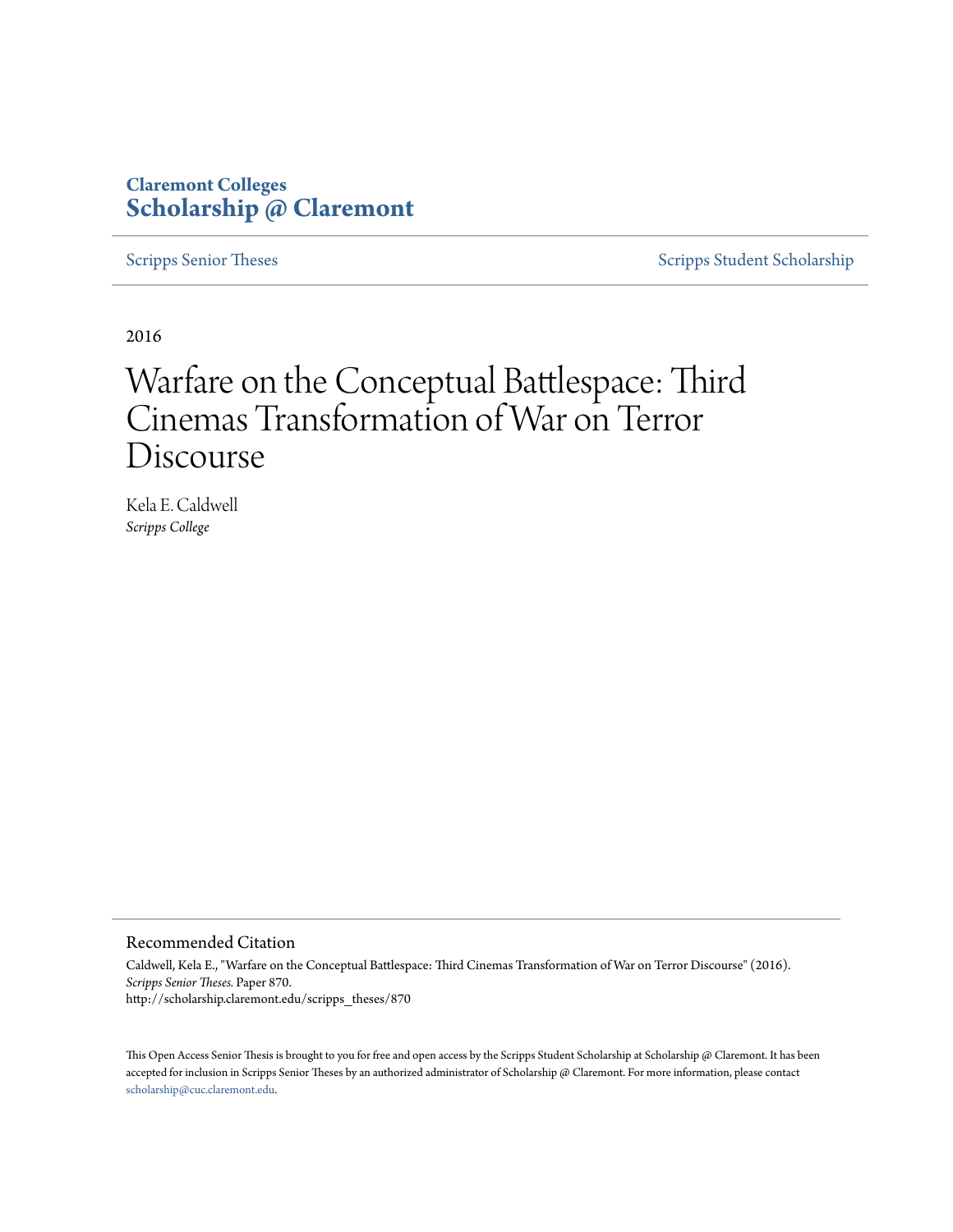Claremont Colleges
**Scholarship @ Claremont**

Scripps Senior Theses | Scripps Student Scholarship

2016

# Warfare on the Conceptual Battlespace: Third Cinemas Transformation of War on Terror Discourse

Kela E. Caldwell
*Scripps College*

## Recommended Citation

Caldwell, Kela E., "Warfare on the Conceptual Battlespace: Third Cinemas Transformation of War on Terror Discourse" (2016). *Scripps Senior Theses.* Paper 870.
http://scholarship.claremont.edu/scripps_theses/870

This Open Access Senior Thesis is brought to you for free and open access by the Scripps Student Scholarship at Scholarship @ Claremont. It has been accepted for inclusion in Scripps Senior Theses by an authorized administrator of Scholarship @ Claremont. For more information, please contact scholarship@cuc.claremont.edu.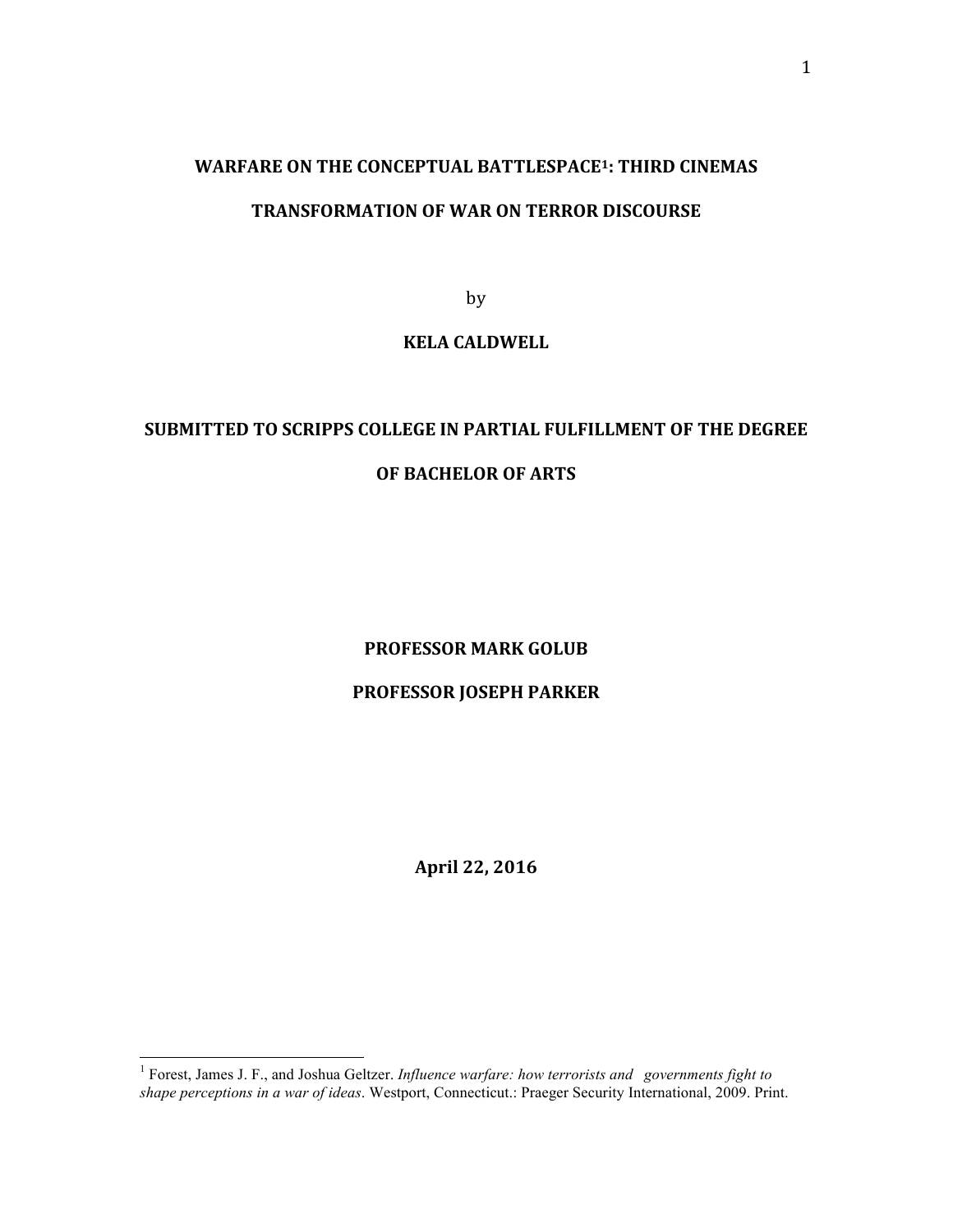# WARFARE ON THE CONCEPTUAL BATTLESPACE[1]: THIRD CINEMAS TRANSFORMATION OF WAR ON TERROR DISCOURSE

by

**KELA CALDWELL**

**SUBMITTED TO SCRIPPS COLLEGE IN PARTIAL FULFILLMENT OF THE DEGREE OF BACHELOR OF ARTS**

**PROFESSOR MARK GOLUB**

**PROFESSOR JOSEPH PARKER**

**April 22, 2016**

---

[1] Forest, James J. F., and Joshua Geltzer. *Influence warfare: how terrorists and governments fight to shape perceptions in a war of ideas*. Westport, Connecticut.: Praeger Security International, 2009. Print.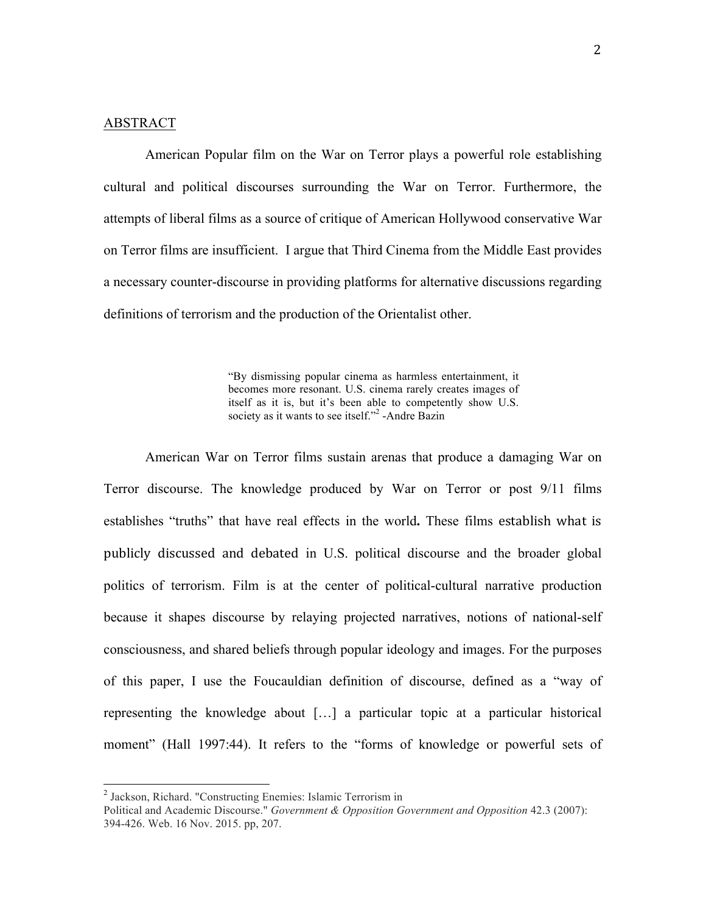ABSTRACT

American Popular film on the War on Terror plays a powerful role establishing cultural and political discourses surrounding the War on Terror. Furthermore, the attempts of liberal films as a source of critique of American Hollywood conservative War on Terror films are insufficient. I argue that Third Cinema from the Middle East provides a necessary counter-discourse in providing platforms for alternative discussions regarding definitions of terrorism and the production of the Orientalist other.

> "By dismissing popular cinema as harmless entertainment, it becomes more resonant. U.S. cinema rarely creates images of itself as it is, but it's been able to competently show U.S. society as it wants to see itself."[2] -Andre Bazin

American War on Terror films sustain arenas that produce a damaging War on Terror discourse. The knowledge produced by War on Terror or post 9/11 films establishes "truths" that have real effects in the world**.** These films establish what is publicly discussed and debated in U.S. political discourse and the broader global politics of terrorism. Film is at the center of political-cultural narrative production because it shapes discourse by relaying projected narratives, notions of national-self consciousness, and shared beliefs through popular ideology and images. For the purposes of this paper, I use the Foucauldian definition of discourse, defined as a "way of representing the knowledge about […] a particular topic at a particular historical moment" (Hall 1997:44). It refers to the "forms of knowledge or powerful sets of

---

[2] Jackson, Richard. "Constructing Enemies: Islamic Terrorism in Political and Academic Discourse." *Government & Opposition Government and Opposition* 42.3 (2007): 394-426. Web. 16 Nov. 2015. pp, 207.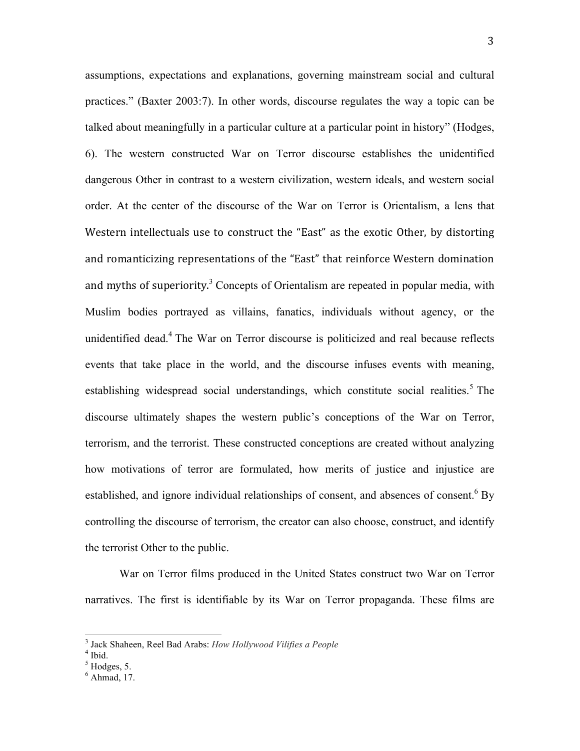assumptions, expectations and explanations, governing mainstream social and cultural practices." (Baxter 2003:7). In other words, discourse regulates the way a topic can be talked about meaningfully in a particular culture at a particular point in history" (Hodges, 6). The western constructed War on Terror discourse establishes the unidentified dangerous Other in contrast to a western civilization, western ideals, and western social order. At the center of the discourse of the War on Terror is Orientalism, a lens that Western intellectuals use to construct the "East" as the exotic Other, by distorting and romanticizing representations of the "East" that reinforce Western domination and myths of superiority.[3] Concepts of Orientalism are repeated in popular media, with Muslim bodies portrayed as villains, fanatics, individuals without agency, or the unidentified dead.[4] The War on Terror discourse is politicized and real because reflects events that take place in the world, and the discourse infuses events with meaning, establishing widespread social understandings, which constitute social realities.[5] The discourse ultimately shapes the western public's conceptions of the War on Terror, terrorism, and the terrorist. These constructed conceptions are created without analyzing how motivations of terror are formulated, how merits of justice and injustice are established, and ignore individual relationships of consent, and absences of consent.[6] By controlling the discourse of terrorism, the creator can also choose, construct, and identify the terrorist Other to the public.

War on Terror films produced in the United States construct two War on Terror narratives. The first is identifiable by its War on Terror propaganda. These films are

---

[3] Jack Shaheen, Reel Bad Arabs: *How Hollywood Vilifies a People*

[4] Ibid.

[5] Hodges, 5.

[6] Ahmad, 17.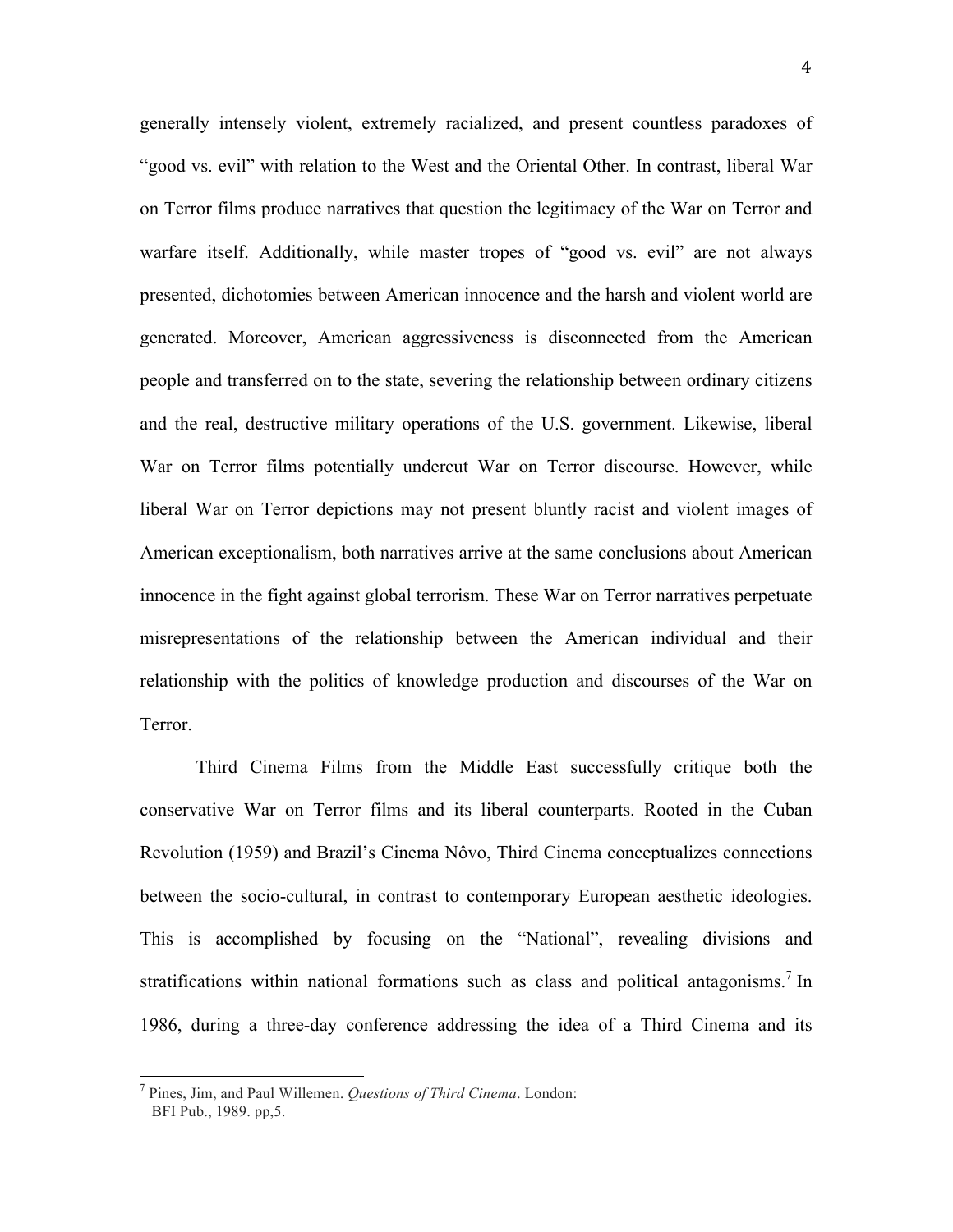generally intensely violent, extremely racialized, and present countless paradoxes of "good vs. evil" with relation to the West and the Oriental Other. In contrast, liberal War on Terror films produce narratives that question the legitimacy of the War on Terror and warfare itself. Additionally, while master tropes of "good vs. evil" are not always presented, dichotomies between American innocence and the harsh and violent world are generated. Moreover, American aggressiveness is disconnected from the American people and transferred on to the state, severing the relationship between ordinary citizens and the real, destructive military operations of the U.S. government. Likewise, liberal War on Terror films potentially undercut War on Terror discourse. However, while liberal War on Terror depictions may not present bluntly racist and violent images of American exceptionalism, both narratives arrive at the same conclusions about American innocence in the fight against global terrorism. These War on Terror narratives perpetuate misrepresentations of the relationship between the American individual and their relationship with the politics of knowledge production and discourses of the War on Terror.

Third Cinema Films from the Middle East successfully critique both the conservative War on Terror films and its liberal counterparts. Rooted in the Cuban Revolution (1959) and Brazil's Cinema Nôvo, Third Cinema conceptualizes connections between the socio-cultural, in contrast to contemporary European aesthetic ideologies. This is accomplished by focusing on the "National", revealing divisions and stratifications within national formations such as class and political antagonisms.[7] In 1986, during a three-day conference addressing the idea of a Third Cinema and its

[7] Pines, Jim, and Paul Willemen. *Questions of Third Cinema*. London: BFI Pub., 1989. pp,5.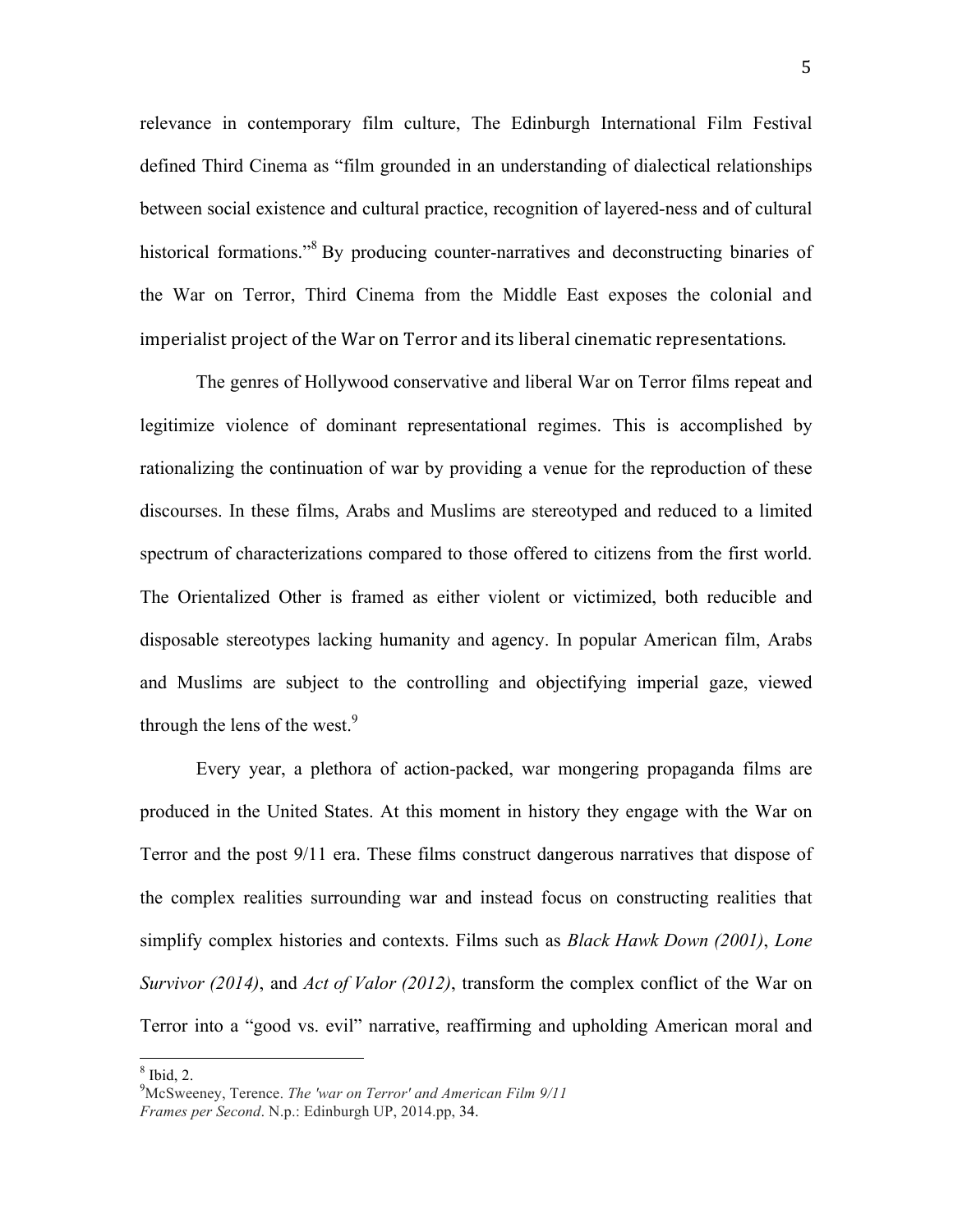relevance in contemporary film culture, The Edinburgh International Film Festival defined Third Cinema as "film grounded in an understanding of dialectical relationships between social existence and cultural practice, recognition of layered-ness and of cultural historical formations."[8] By producing counter-narratives and deconstructing binaries of the War on Terror, Third Cinema from the Middle East exposes the colonial and imperialist project of the War on Terror and its liberal cinematic representations.

The genres of Hollywood conservative and liberal War on Terror films repeat and legitimize violence of dominant representational regimes. This is accomplished by rationalizing the continuation of war by providing a venue for the reproduction of these discourses. In these films, Arabs and Muslims are stereotyped and reduced to a limited spectrum of characterizations compared to those offered to citizens from the first world. The Orientalized Other is framed as either violent or victimized, both reducible and disposable stereotypes lacking humanity and agency. In popular American film, Arabs and Muslims are subject to the controlling and objectifying imperial gaze, viewed through the lens of the west.[9]

Every year, a plethora of action-packed, war mongering propaganda films are produced in the United States. At this moment in history they engage with the War on Terror and the post 9/11 era. These films construct dangerous narratives that dispose of the complex realities surrounding war and instead focus on constructing realities that simplify complex histories and contexts. Films such as *Black Hawk Down (2001)*, *Lone Survivor (2014)*, and *Act of Valor (2012)*, transform the complex conflict of the War on Terror into a "good vs. evil" narrative, reaffirming and upholding American moral and

---

[8] Ibid, 2.

[9] McSweeney, Terence. *The 'war on Terror' and American Film 9/11 Frames per Second*. N.p.: Edinburgh UP, 2014.pp, 34.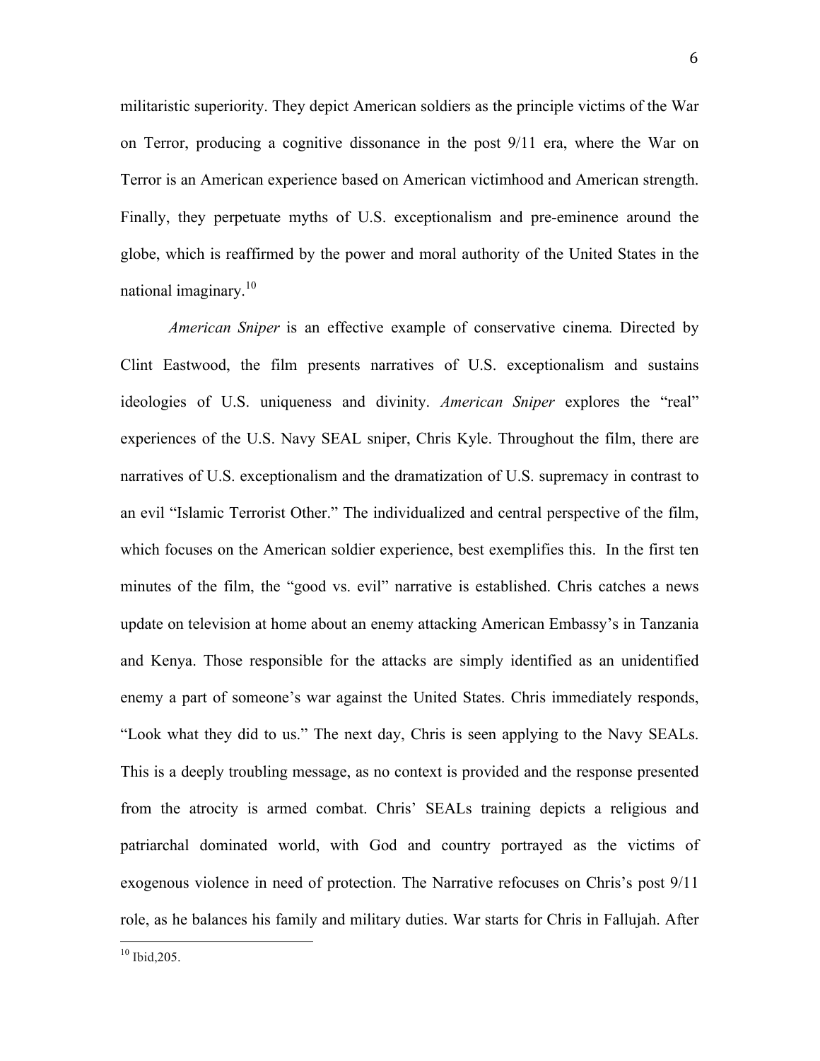militaristic superiority. They depict American soldiers as the principle victims of the War on Terror, producing a cognitive dissonance in the post 9/11 era, where the War on Terror is an American experience based on American victimhood and American strength. Finally, they perpetuate myths of U.S. exceptionalism and pre-eminence around the globe, which is reaffirmed by the power and moral authority of the United States in the national imaginary.[10]

*American Sniper* is an effective example of conservative cinema. Directed by Clint Eastwood, the film presents narratives of U.S. exceptionalism and sustains ideologies of U.S. uniqueness and divinity. *American Sniper* explores the "real" experiences of the U.S. Navy SEAL sniper, Chris Kyle. Throughout the film, there are narratives of U.S. exceptionalism and the dramatization of U.S. supremacy in contrast to an evil "Islamic Terrorist Other." The individualized and central perspective of the film, which focuses on the American soldier experience, best exemplifies this. In the first ten minutes of the film, the "good vs. evil" narrative is established. Chris catches a news update on television at home about an enemy attacking American Embassy's in Tanzania and Kenya. Those responsible for the attacks are simply identified as an unidentified enemy a part of someone's war against the United States. Chris immediately responds, "Look what they did to us." The next day, Chris is seen applying to the Navy SEALs. This is a deeply troubling message, as no context is provided and the response presented from the atrocity is armed combat. Chris' SEALs training depicts a religious and patriarchal dominated world, with God and country portrayed as the victims of exogenous violence in need of protection. The Narrative refocuses on Chris's post 9/11 role, as he balances his family and military duties. War starts for Chris in Fallujah. After

[10] Ibid,205.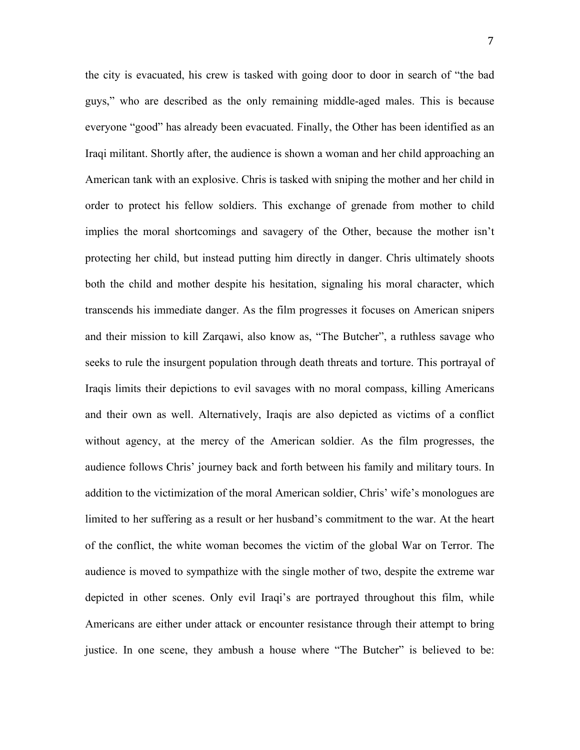the city is evacuated, his crew is tasked with going door to door in search of "the bad guys," who are described as the only remaining middle-aged males. This is because everyone "good" has already been evacuated. Finally, the Other has been identified as an Iraqi militant. Shortly after, the audience is shown a woman and her child approaching an American tank with an explosive. Chris is tasked with sniping the mother and her child in order to protect his fellow soldiers. This exchange of grenade from mother to child implies the moral shortcomings and savagery of the Other, because the mother isn't protecting her child, but instead putting him directly in danger. Chris ultimately shoots both the child and mother despite his hesitation, signaling his moral character, which transcends his immediate danger. As the film progresses it focuses on American snipers and their mission to kill Zarqawi, also know as, "The Butcher", a ruthless savage who seeks to rule the insurgent population through death threats and torture. This portrayal of Iraqis limits their depictions to evil savages with no moral compass, killing Americans and their own as well. Alternatively, Iraqis are also depicted as victims of a conflict without agency, at the mercy of the American soldier. As the film progresses, the audience follows Chris' journey back and forth between his family and military tours. In addition to the victimization of the moral American soldier, Chris' wife's monologues are limited to her suffering as a result or her husband's commitment to the war. At the heart of the conflict, the white woman becomes the victim of the global War on Terror. The audience is moved to sympathize with the single mother of two, despite the extreme war depicted in other scenes. Only evil Iraqi's are portrayed throughout this film, while Americans are either under attack or encounter resistance through their attempt to bring justice. In one scene, they ambush a house where "The Butcher" is believed to be: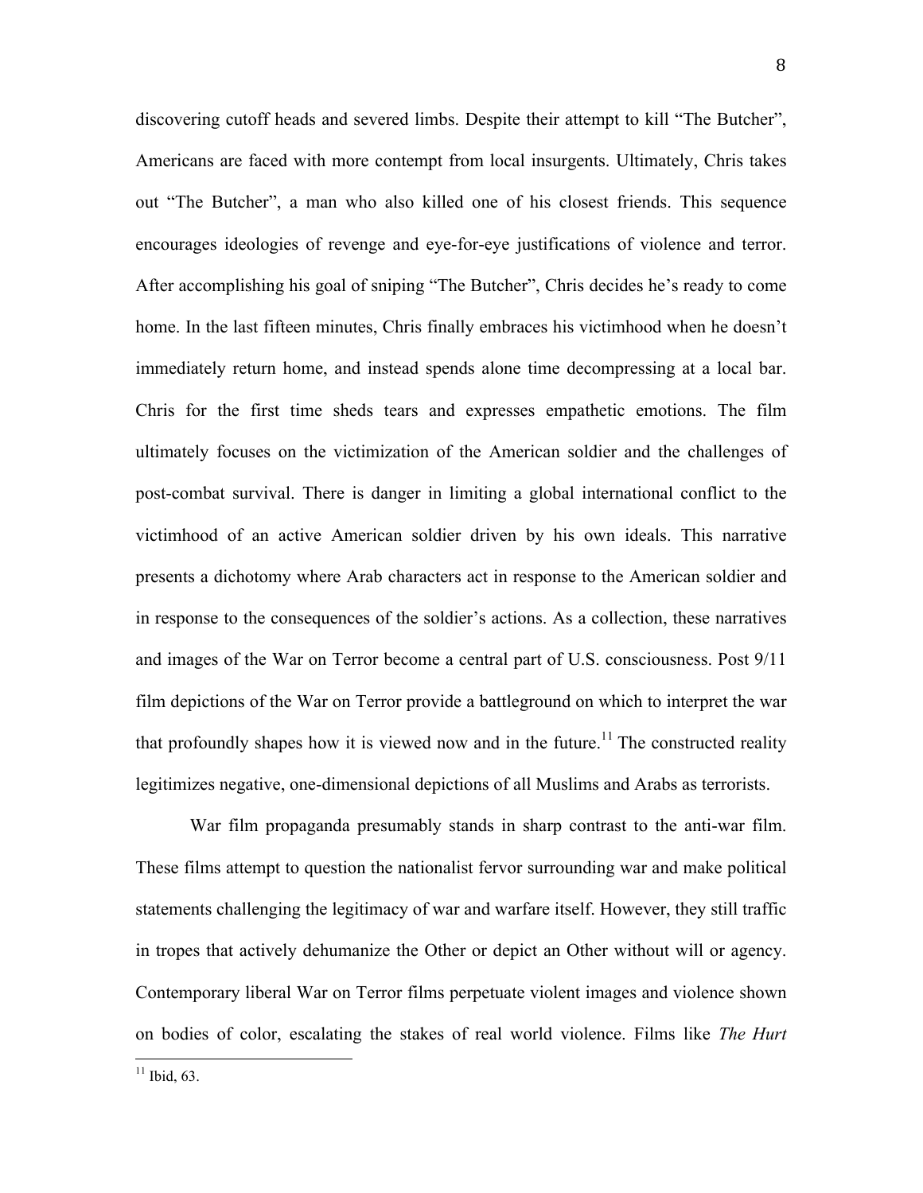discovering cutoff heads and severed limbs. Despite their attempt to kill "The Butcher", Americans are faced with more contempt from local insurgents. Ultimately, Chris takes out "The Butcher", a man who also killed one of his closest friends. This sequence encourages ideologies of revenge and eye-for-eye justifications of violence and terror. After accomplishing his goal of sniping "The Butcher", Chris decides he's ready to come home. In the last fifteen minutes, Chris finally embraces his victimhood when he doesn't immediately return home, and instead spends alone time decompressing at a local bar. Chris for the first time sheds tears and expresses empathetic emotions. The film ultimately focuses on the victimization of the American soldier and the challenges of post-combat survival. There is danger in limiting a global international conflict to the victimhood of an active American soldier driven by his own ideals. This narrative presents a dichotomy where Arab characters act in response to the American soldier and in response to the consequences of the soldier's actions. As a collection, these narratives and images of the War on Terror become a central part of U.S. consciousness. Post 9/11 film depictions of the War on Terror provide a battleground on which to interpret the war that profoundly shapes how it is viewed now and in the future.[11] The constructed reality legitimizes negative, one-dimensional depictions of all Muslims and Arabs as terrorists.

War film propaganda presumably stands in sharp contrast to the anti-war film. These films attempt to question the nationalist fervor surrounding war and make political statements challenging the legitimacy of war and warfare itself. However, they still traffic in tropes that actively dehumanize the Other or depict an Other without will or agency. Contemporary liberal War on Terror films perpetuate violent images and violence shown on bodies of color, escalating the stakes of real world violence. Films like *The Hurt*

[11] Ibid, 63.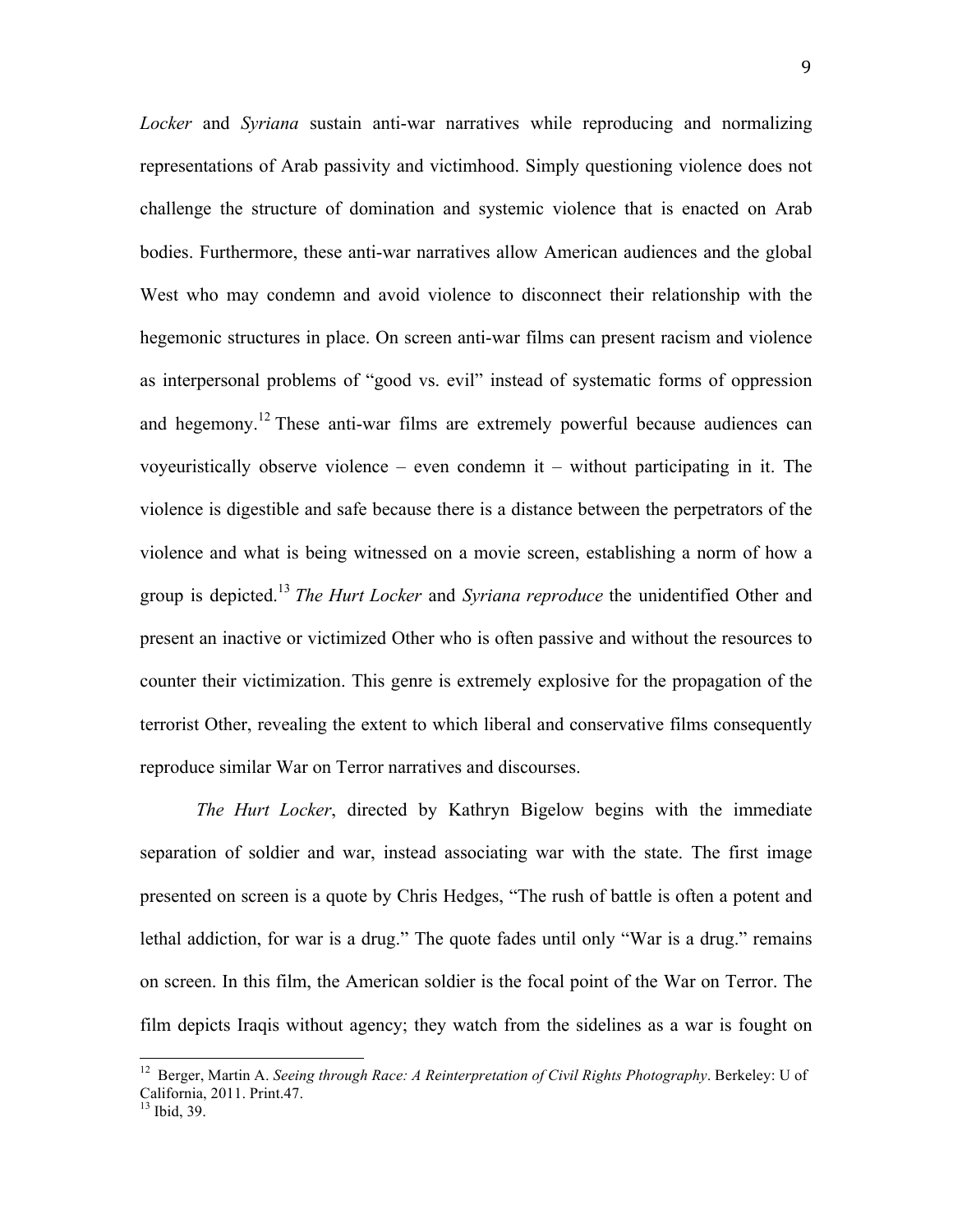*Locker* and *Syriana* sustain anti-war narratives while reproducing and normalizing representations of Arab passivity and victimhood. Simply questioning violence does not challenge the structure of domination and systemic violence that is enacted on Arab bodies. Furthermore, these anti-war narratives allow American audiences and the global West who may condemn and avoid violence to disconnect their relationship with the hegemonic structures in place. On screen anti-war films can present racism and violence as interpersonal problems of "good vs. evil" instead of systematic forms of oppression and hegemony.[12] These anti-war films are extremely powerful because audiences can voyeuristically observe violence – even condemn it – without participating in it. The violence is digestible and safe because there is a distance between the perpetrators of the violence and what is being witnessed on a movie screen, establishing a norm of how a group is depicted.[13] *The Hurt Locker* and *Syriana reproduce* the unidentified Other and present an inactive or victimized Other who is often passive and without the resources to counter their victimization. This genre is extremely explosive for the propagation of the terrorist Other, revealing the extent to which liberal and conservative films consequently reproduce similar War on Terror narratives and discourses.

*The Hurt Locker*, directed by Kathryn Bigelow begins with the immediate separation of soldier and war, instead associating war with the state. The first image presented on screen is a quote by Chris Hedges, "The rush of battle is often a potent and lethal addiction, for war is a drug." The quote fades until only "War is a drug." remains on screen. In this film, the American soldier is the focal point of the War on Terror. The film depicts Iraqis without agency; they watch from the sidelines as a war is fought on

---

[12] Berger, Martin A. *Seeing through Race: A Reinterpretation of Civil Rights Photography*. Berkeley: U of California, 2011. Print.47.

[13] Ibid, 39.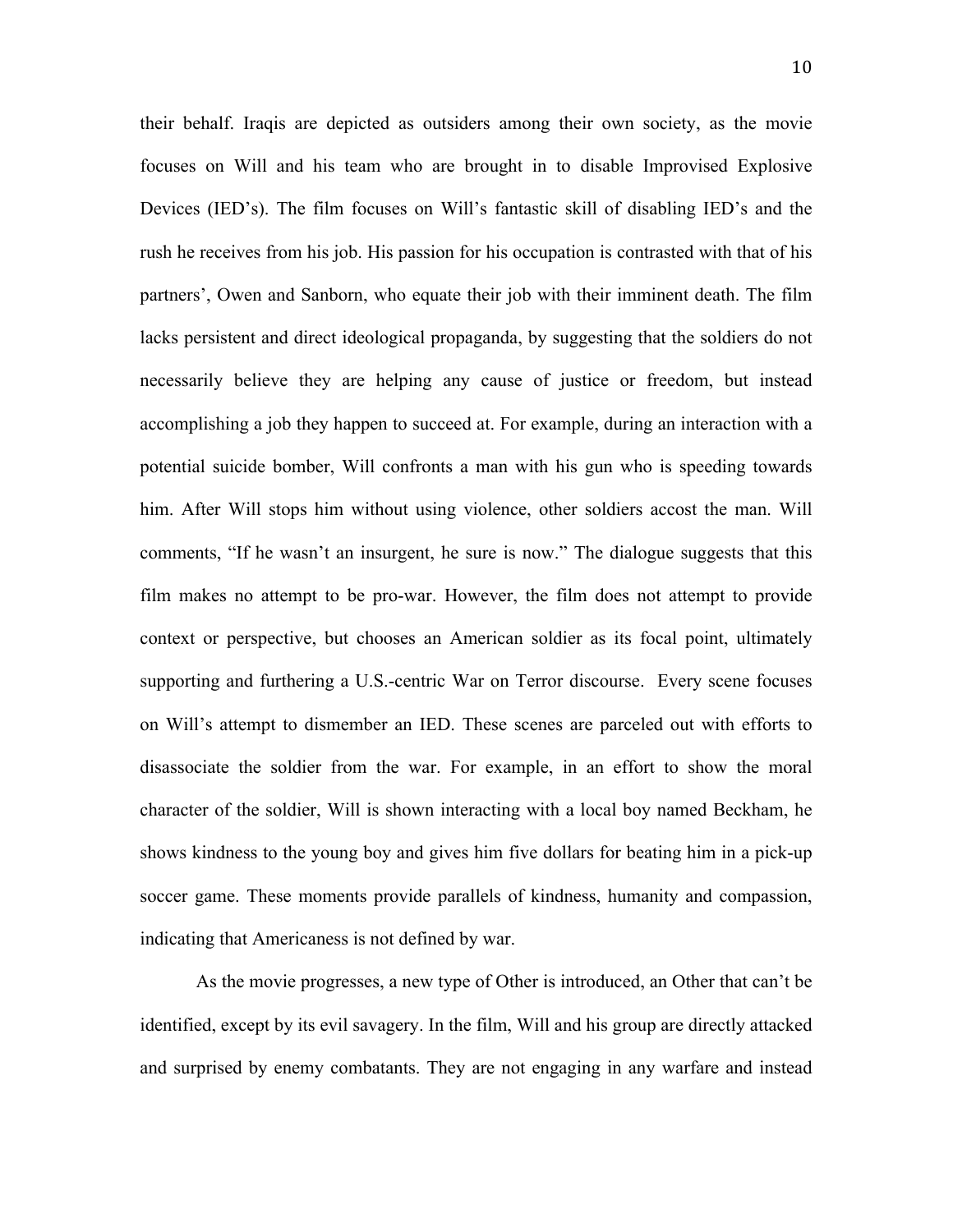their behalf. Iraqis are depicted as outsiders among their own society, as the movie focuses on Will and his team who are brought in to disable Improvised Explosive Devices (IED's). The film focuses on Will's fantastic skill of disabling IED's and the rush he receives from his job. His passion for his occupation is contrasted with that of his partners', Owen and Sanborn, who equate their job with their imminent death. The film lacks persistent and direct ideological propaganda, by suggesting that the soldiers do not necessarily believe they are helping any cause of justice or freedom, but instead accomplishing a job they happen to succeed at. For example, during an interaction with a potential suicide bomber, Will confronts a man with his gun who is speeding towards him. After Will stops him without using violence, other soldiers accost the man. Will comments, "If he wasn't an insurgent, he sure is now." The dialogue suggests that this film makes no attempt to be pro-war. However, the film does not attempt to provide context or perspective, but chooses an American soldier as its focal point, ultimately supporting and furthering a U.S.-centric War on Terror discourse. Every scene focuses on Will's attempt to dismember an IED. These scenes are parceled out with efforts to disassociate the soldier from the war. For example, in an effort to show the moral character of the soldier, Will is shown interacting with a local boy named Beckham, he shows kindness to the young boy and gives him five dollars for beating him in a pick-up soccer game. These moments provide parallels of kindness, humanity and compassion, indicating that Americaness is not defined by war.

As the movie progresses, a new type of Other is introduced, an Other that can't be identified, except by its evil savagery. In the film, Will and his group are directly attacked and surprised by enemy combatants. They are not engaging in any warfare and instead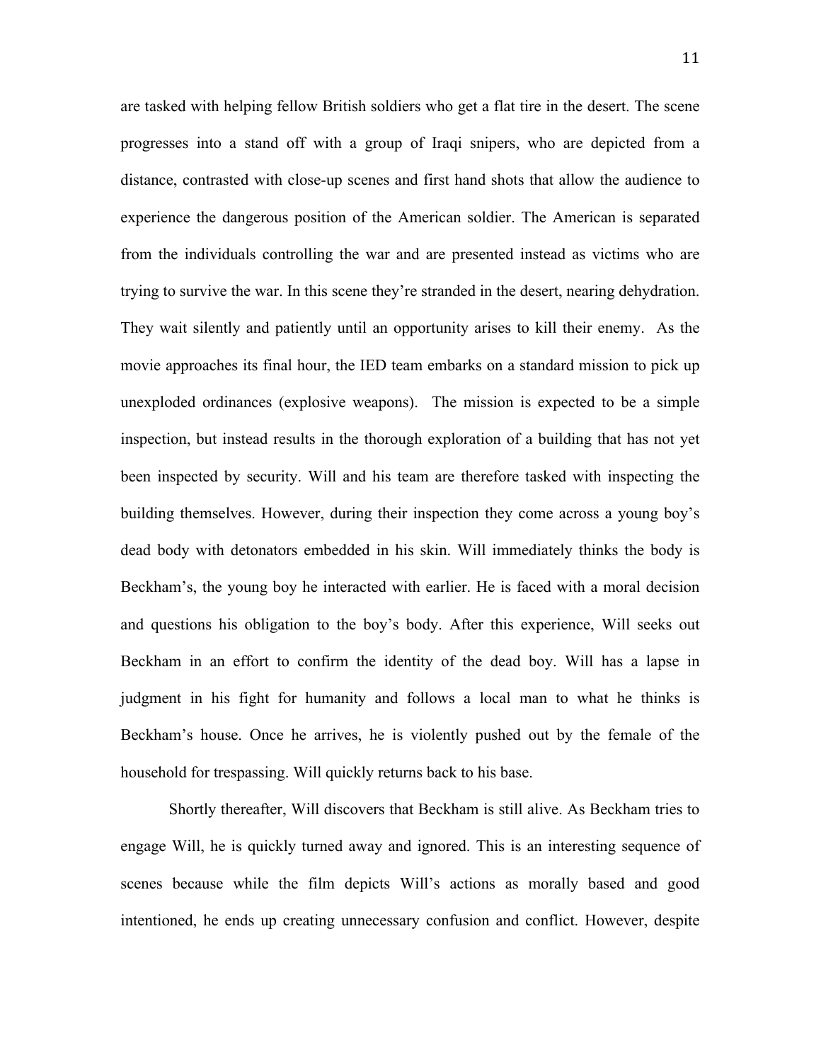are tasked with helping fellow British soldiers who get a flat tire in the desert. The scene progresses into a stand off with a group of Iraqi snipers, who are depicted from a distance, contrasted with close-up scenes and first hand shots that allow the audience to experience the dangerous position of the American soldier. The American is separated from the individuals controlling the war and are presented instead as victims who are trying to survive the war. In this scene they're stranded in the desert, nearing dehydration. They wait silently and patiently until an opportunity arises to kill their enemy. As the movie approaches its final hour, the IED team embarks on a standard mission to pick up unexploded ordinances (explosive weapons). The mission is expected to be a simple inspection, but instead results in the thorough exploration of a building that has not yet been inspected by security. Will and his team are therefore tasked with inspecting the building themselves. However, during their inspection they come across a young boy's dead body with detonators embedded in his skin. Will immediately thinks the body is Beckham's, the young boy he interacted with earlier. He is faced with a moral decision and questions his obligation to the boy's body. After this experience, Will seeks out Beckham in an effort to confirm the identity of the dead boy. Will has a lapse in judgment in his fight for humanity and follows a local man to what he thinks is Beckham's house. Once he arrives, he is violently pushed out by the female of the household for trespassing. Will quickly returns back to his base.

Shortly thereafter, Will discovers that Beckham is still alive. As Beckham tries to engage Will, he is quickly turned away and ignored. This is an interesting sequence of scenes because while the film depicts Will's actions as morally based and good intentioned, he ends up creating unnecessary confusion and conflict. However, despite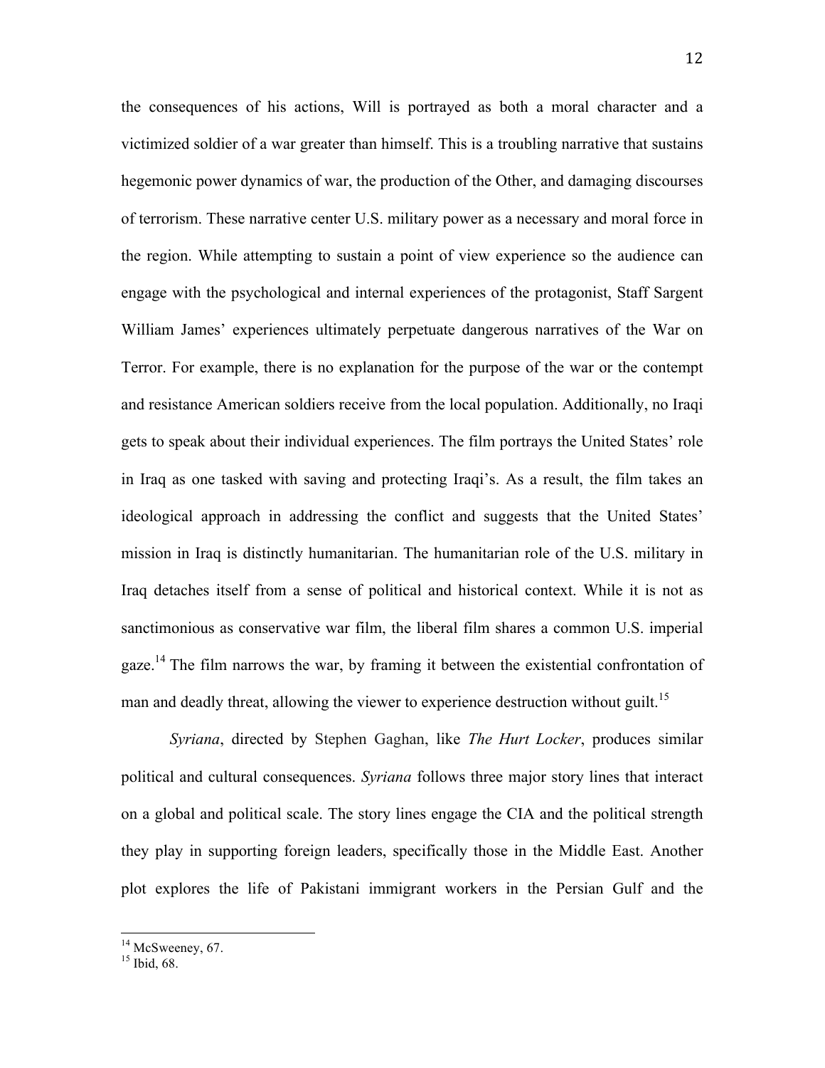the consequences of his actions, Will is portrayed as both a moral character and a victimized soldier of a war greater than himself. This is a troubling narrative that sustains hegemonic power dynamics of war, the production of the Other, and damaging discourses of terrorism. These narrative center U.S. military power as a necessary and moral force in the region. While attempting to sustain a point of view experience so the audience can engage with the psychological and internal experiences of the protagonist, Staff Sargent William James' experiences ultimately perpetuate dangerous narratives of the War on Terror. For example, there is no explanation for the purpose of the war or the contempt and resistance American soldiers receive from the local population. Additionally, no Iraqi gets to speak about their individual experiences. The film portrays the United States' role in Iraq as one tasked with saving and protecting Iraqi's. As a result, the film takes an ideological approach in addressing the conflict and suggests that the United States' mission in Iraq is distinctly humanitarian. The humanitarian role of the U.S. military in Iraq detaches itself from a sense of political and historical context. While it is not as sanctimonious as conservative war film, the liberal film shares a common U.S. imperial gaze.[14] The film narrows the war, by framing it between the existential confrontation of man and deadly threat, allowing the viewer to experience destruction without guilt.[15]

*Syriana*, directed by Stephen Gaghan, like *The Hurt Locker*, produces similar political and cultural consequences. *Syriana* follows three major story lines that interact on a global and political scale. The story lines engage the CIA and the political strength they play in supporting foreign leaders, specifically those in the Middle East. Another plot explores the life of Pakistani immigrant workers in the Persian Gulf and the

---

[14] McSweeney, 67.

[15] Ibid, 68.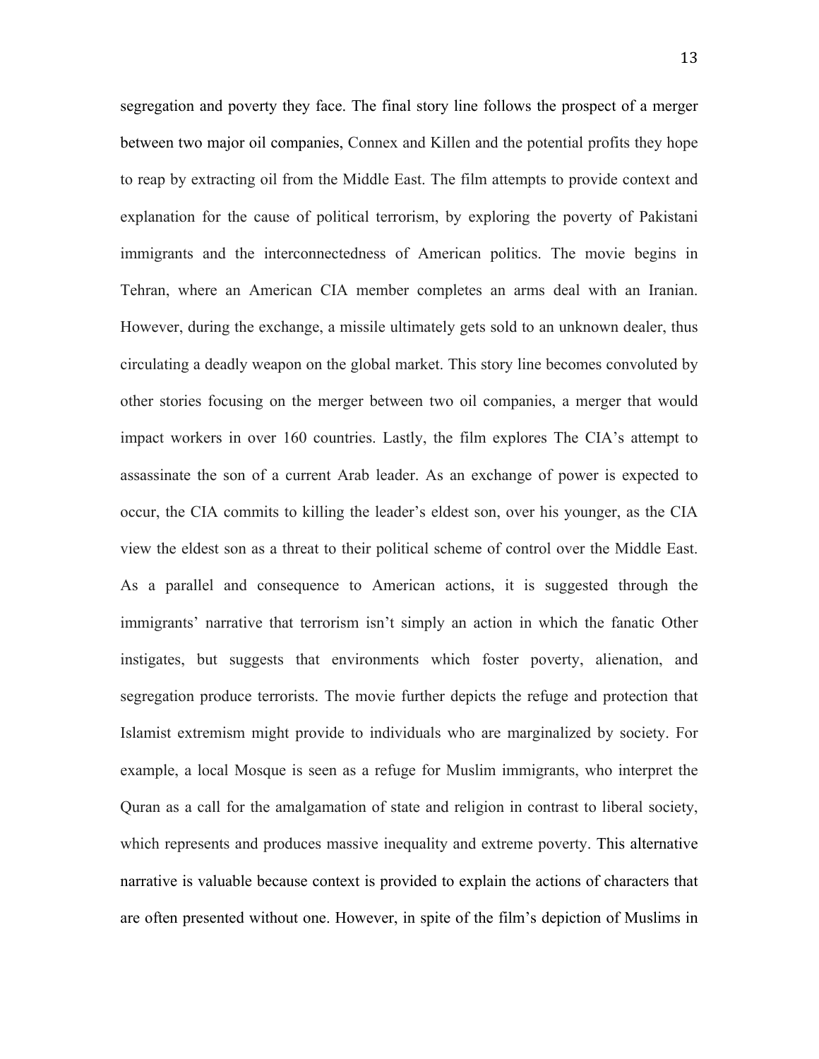segregation and poverty they face. The final story line follows the prospect of a merger between two major oil companies, Connex and Killen and the potential profits they hope to reap by extracting oil from the Middle East. The film attempts to provide context and explanation for the cause of political terrorism, by exploring the poverty of Pakistani immigrants and the interconnectedness of American politics. The movie begins in Tehran, where an American CIA member completes an arms deal with an Iranian. However, during the exchange, a missile ultimately gets sold to an unknown dealer, thus circulating a deadly weapon on the global market. This story line becomes convoluted by other stories focusing on the merger between two oil companies, a merger that would impact workers in over 160 countries. Lastly, the film explores The CIA's attempt to assassinate the son of a current Arab leader. As an exchange of power is expected to occur, the CIA commits to killing the leader's eldest son, over his younger, as the CIA view the eldest son as a threat to their political scheme of control over the Middle East. As a parallel and consequence to American actions, it is suggested through the immigrants' narrative that terrorism isn't simply an action in which the fanatic Other instigates, but suggests that environments which foster poverty, alienation, and segregation produce terrorists. The movie further depicts the refuge and protection that Islamist extremism might provide to individuals who are marginalized by society. For example, a local Mosque is seen as a refuge for Muslim immigrants, who interpret the Quran as a call for the amalgamation of state and religion in contrast to liberal society, which represents and produces massive inequality and extreme poverty. This alternative narrative is valuable because context is provided to explain the actions of characters that are often presented without one. However, in spite of the film's depiction of Muslims in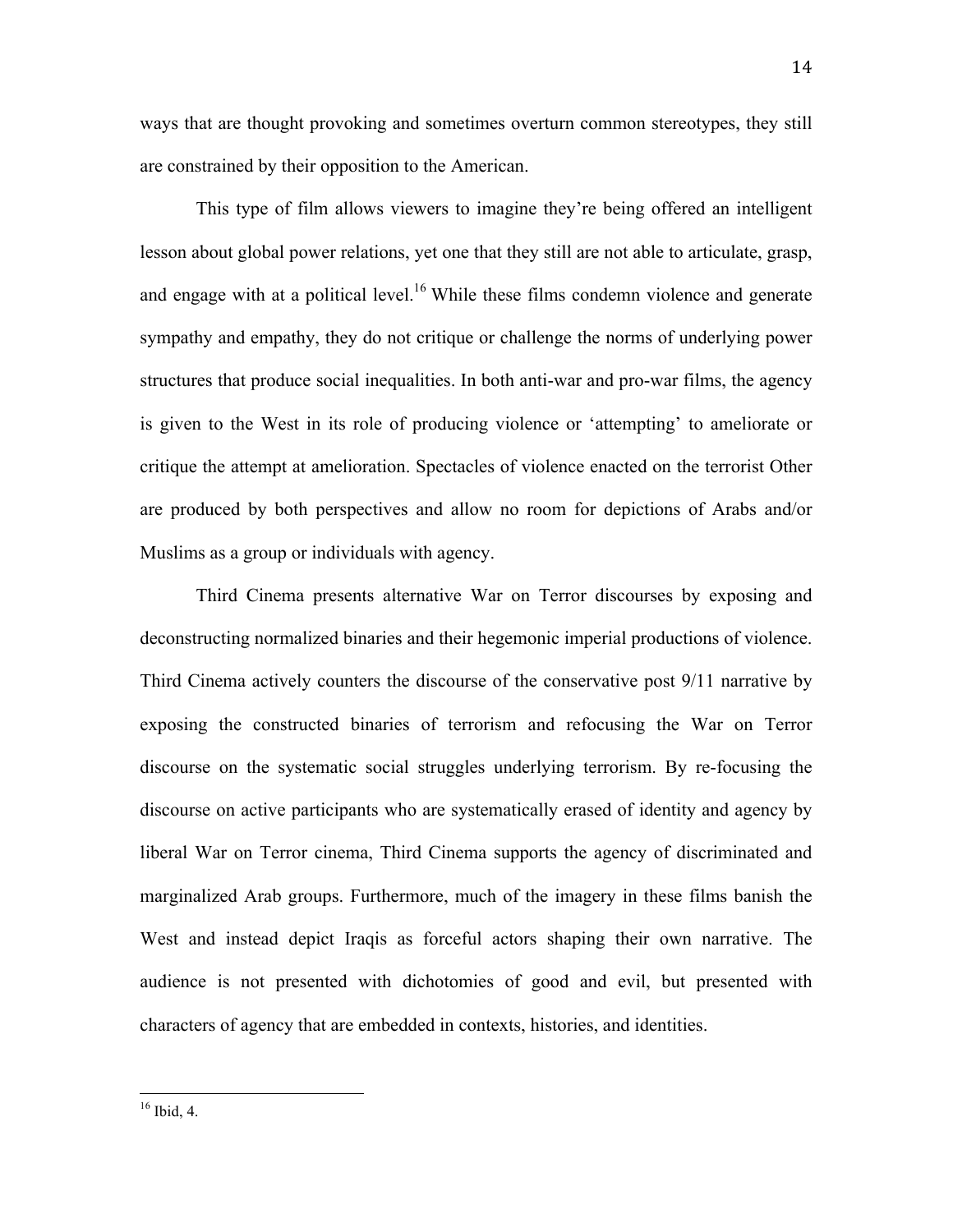ways that are thought provoking and sometimes overturn common stereotypes, they still are constrained by their opposition to the American.

This type of film allows viewers to imagine they're being offered an intelligent lesson about global power relations, yet one that they still are not able to articulate, grasp, and engage with at a political level.[16] While these films condemn violence and generate sympathy and empathy, they do not critique or challenge the norms of underlying power structures that produce social inequalities. In both anti-war and pro-war films, the agency is given to the West in its role of producing violence or 'attempting' to ameliorate or critique the attempt at amelioration. Spectacles of violence enacted on the terrorist Other are produced by both perspectives and allow no room for depictions of Arabs and/or Muslims as a group or individuals with agency.

Third Cinema presents alternative War on Terror discourses by exposing and deconstructing normalized binaries and their hegemonic imperial productions of violence. Third Cinema actively counters the discourse of the conservative post 9/11 narrative by exposing the constructed binaries of terrorism and refocusing the War on Terror discourse on the systematic social struggles underlying terrorism. By re-focusing the discourse on active participants who are systematically erased of identity and agency by liberal War on Terror cinema, Third Cinema supports the agency of discriminated and marginalized Arab groups. Furthermore, much of the imagery in these films banish the West and instead depict Iraqis as forceful actors shaping their own narrative. The audience is not presented with dichotomies of good and evil, but presented with characters of agency that are embedded in contexts, histories, and identities.

---

[16] Ibid, 4.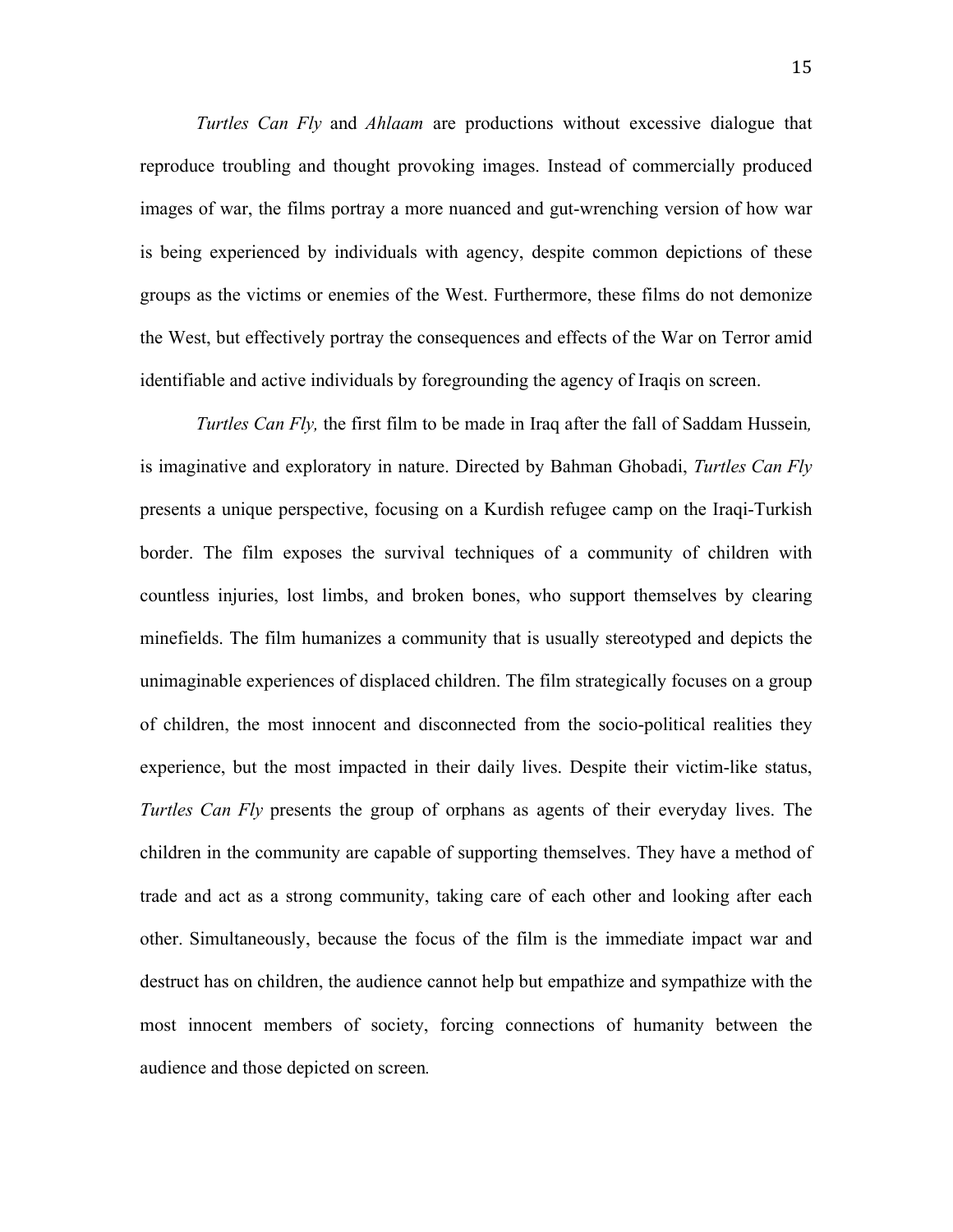*Turtles Can Fly* and *Ahlaam* are productions without excessive dialogue that reproduce troubling and thought provoking images. Instead of commercially produced images of war, the films portray a more nuanced and gut-wrenching version of how war is being experienced by individuals with agency, despite common depictions of these groups as the victims or enemies of the West. Furthermore, these films do not demonize the West, but effectively portray the consequences and effects of the War on Terror amid identifiable and active individuals by foregrounding the agency of Iraqis on screen.

*Turtles Can Fly,* the first film to be made in Iraq after the fall of Saddam Hussein*,* is imaginative and exploratory in nature. Directed by Bahman Ghobadi, *Turtles Can Fly* presents a unique perspective, focusing on a Kurdish refugee camp on the Iraqi-Turkish border. The film exposes the survival techniques of a community of children with countless injuries, lost limbs, and broken bones, who support themselves by clearing minefields. The film humanizes a community that is usually stereotyped and depicts the unimaginable experiences of displaced children. The film strategically focuses on a group of children, the most innocent and disconnected from the socio-political realities they experience, but the most impacted in their daily lives. Despite their victim-like status, *Turtles Can Fly* presents the group of orphans as agents of their everyday lives. The children in the community are capable of supporting themselves. They have a method of trade and act as a strong community, taking care of each other and looking after each other. Simultaneously, because the focus of the film is the immediate impact war and destruct has on children, the audience cannot help but empathize and sympathize with the most innocent members of society, forcing connections of humanity between the audience and those depicted on screen*.*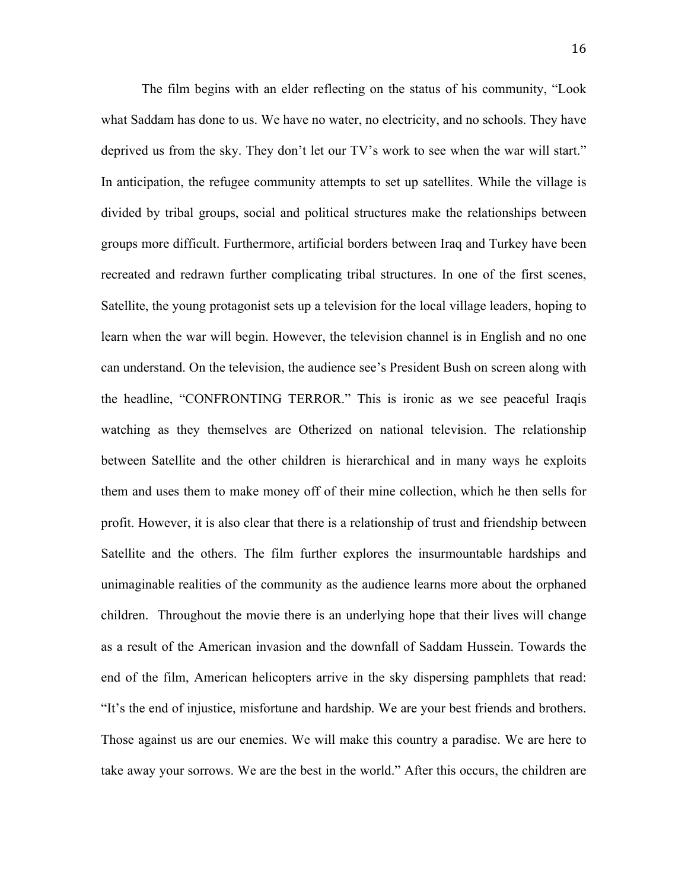The film begins with an elder reflecting on the status of his community, "Look what Saddam has done to us. We have no water, no electricity, and no schools. They have deprived us from the sky. They don't let our TV's work to see when the war will start." In anticipation, the refugee community attempts to set up satellites. While the village is divided by tribal groups, social and political structures make the relationships between groups more difficult. Furthermore, artificial borders between Iraq and Turkey have been recreated and redrawn further complicating tribal structures. In one of the first scenes, Satellite, the young protagonist sets up a television for the local village leaders, hoping to learn when the war will begin. However, the television channel is in English and no one can understand. On the television, the audience see's President Bush on screen along with the headline, "CONFRONTING TERROR." This is ironic as we see peaceful Iraqis watching as they themselves are Otherized on national television. The relationship between Satellite and the other children is hierarchical and in many ways he exploits them and uses them to make money off of their mine collection, which he then sells for profit. However, it is also clear that there is a relationship of trust and friendship between Satellite and the others. The film further explores the insurmountable hardships and unimaginable realities of the community as the audience learns more about the orphaned children. Throughout the movie there is an underlying hope that their lives will change as a result of the American invasion and the downfall of Saddam Hussein. Towards the end of the film, American helicopters arrive in the sky dispersing pamphlets that read: "It's the end of injustice, misfortune and hardship. We are your best friends and brothers. Those against us are our enemies. We will make this country a paradise. We are here to take away your sorrows. We are the best in the world." After this occurs, the children are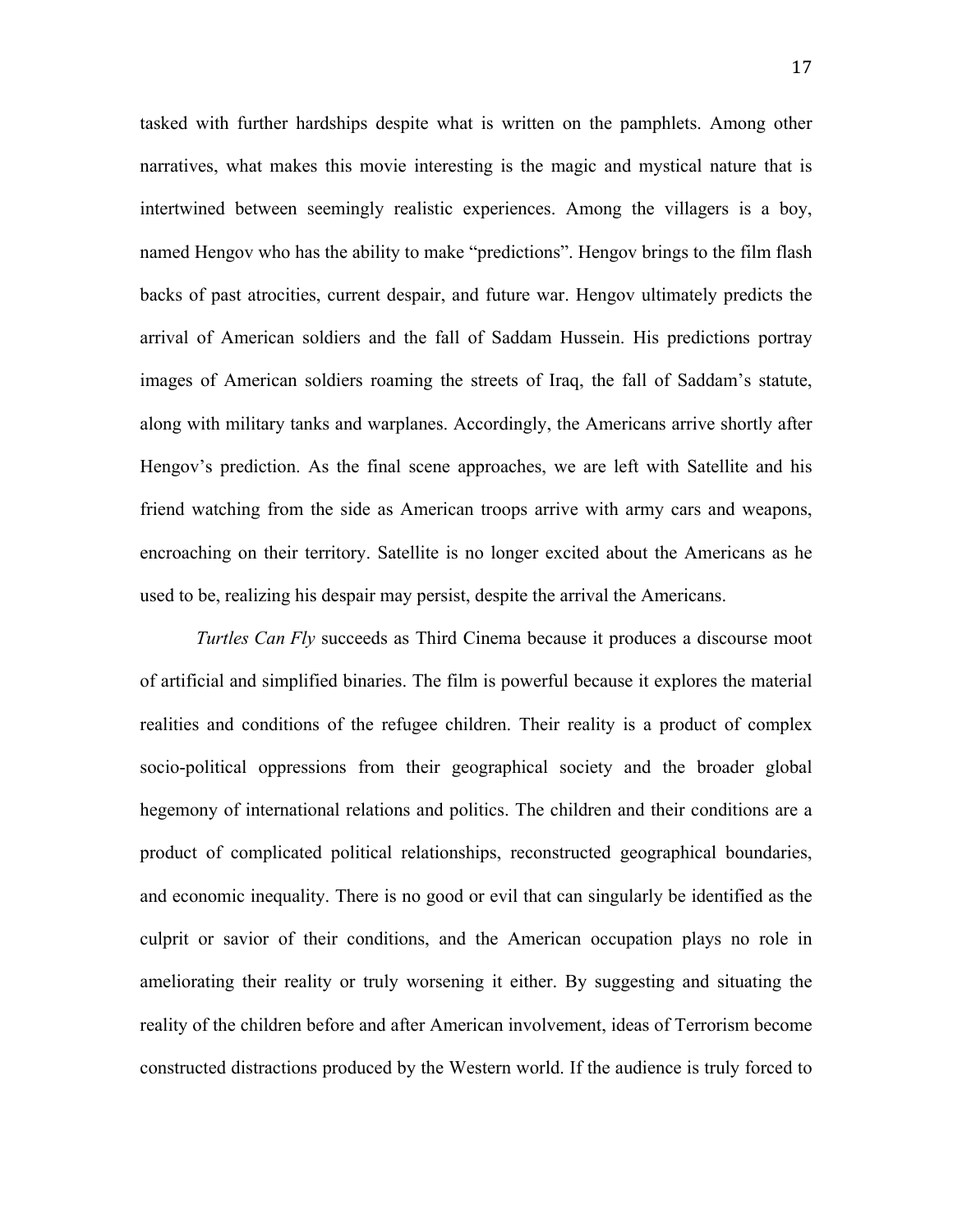tasked with further hardships despite what is written on the pamphlets. Among other narratives, what makes this movie interesting is the magic and mystical nature that is intertwined between seemingly realistic experiences. Among the villagers is a boy, named Hengov who has the ability to make "predictions". Hengov brings to the film flash backs of past atrocities, current despair, and future war. Hengov ultimately predicts the arrival of American soldiers and the fall of Saddam Hussein. His predictions portray images of American soldiers roaming the streets of Iraq, the fall of Saddam's statute, along with military tanks and warplanes. Accordingly, the Americans arrive shortly after Hengov's prediction. As the final scene approaches, we are left with Satellite and his friend watching from the side as American troops arrive with army cars and weapons, encroaching on their territory. Satellite is no longer excited about the Americans as he used to be, realizing his despair may persist, despite the arrival the Americans.

*Turtles Can Fly* succeeds as Third Cinema because it produces a discourse moot of artificial and simplified binaries. The film is powerful because it explores the material realities and conditions of the refugee children. Their reality is a product of complex socio-political oppressions from their geographical society and the broader global hegemony of international relations and politics. The children and their conditions are a product of complicated political relationships, reconstructed geographical boundaries, and economic inequality. There is no good or evil that can singularly be identified as the culprit or savior of their conditions, and the American occupation plays no role in ameliorating their reality or truly worsening it either. By suggesting and situating the reality of the children before and after American involvement, ideas of Terrorism become constructed distractions produced by the Western world. If the audience is truly forced to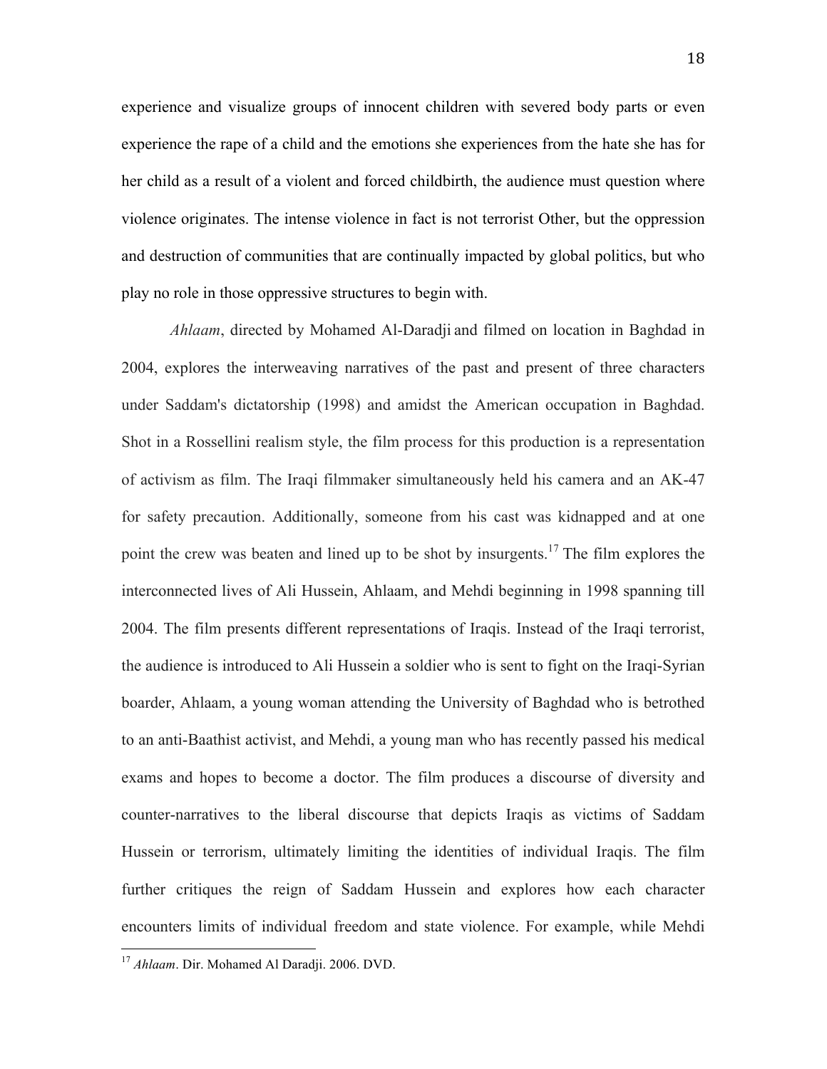experience and visualize groups of innocent children with severed body parts or even experience the rape of a child and the emotions she experiences from the hate she has for her child as a result of a violent and forced childbirth, the audience must question where violence originates. The intense violence in fact is not terrorist Other, but the oppression and destruction of communities that are continually impacted by global politics, but who play no role in those oppressive structures to begin with.

*Ahlaam*, directed by Mohamed Al-Daradji and filmed on location in Baghdad in 2004, explores the interweaving narratives of the past and present of three characters under Saddam's dictatorship (1998) and amidst the American occupation in Baghdad. Shot in a Rossellini realism style, the film process for this production is a representation of activism as film. The Iraqi filmmaker simultaneously held his camera and an AK-47 for safety precaution. Additionally, someone from his cast was kidnapped and at one point the crew was beaten and lined up to be shot by insurgents.[17] The film explores the interconnected lives of Ali Hussein, Ahlaam, and Mehdi beginning in 1998 spanning till 2004. The film presents different representations of Iraqis. Instead of the Iraqi terrorist, the audience is introduced to Ali Hussein a soldier who is sent to fight on the Iraqi-Syrian boarder, Ahlaam, a young woman attending the University of Baghdad who is betrothed to an anti-Baathist activist, and Mehdi, a young man who has recently passed his medical exams and hopes to become a doctor. The film produces a discourse of diversity and counter-narratives to the liberal discourse that depicts Iraqis as victims of Saddam Hussein or terrorism, ultimately limiting the identities of individual Iraqis. The film further critiques the reign of Saddam Hussein and explores how each character encounters limits of individual freedom and state violence. For example, while Mehdi

[17] *Ahlaam*. Dir. Mohamed Al Daradji. 2006. DVD.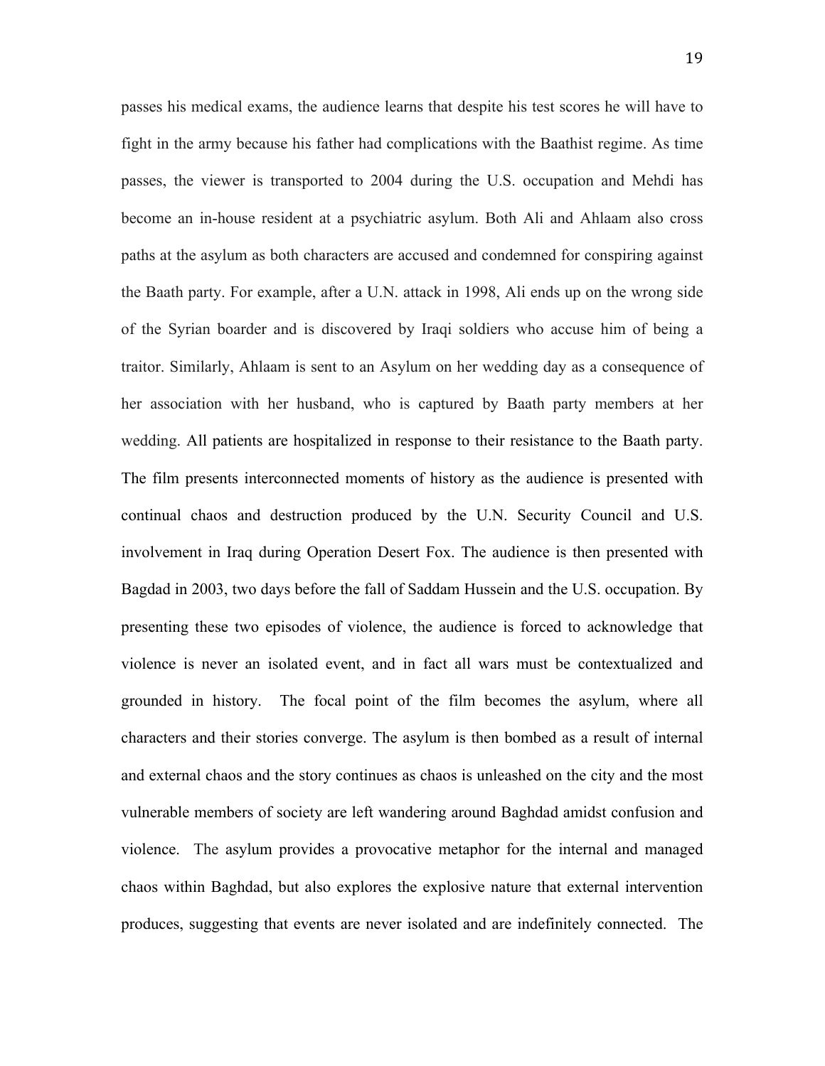passes his medical exams, the audience learns that despite his test scores he will have to fight in the army because his father had complications with the Baathist regime. As time passes, the viewer is transported to 2004 during the U.S. occupation and Mehdi has become an in-house resident at a psychiatric asylum. Both Ali and Ahlaam also cross paths at the asylum as both characters are accused and condemned for conspiring against the Baath party. For example, after a U.N. attack in 1998, Ali ends up on the wrong side of the Syrian boarder and is discovered by Iraqi soldiers who accuse him of being a traitor. Similarly, Ahlaam is sent to an Asylum on her wedding day as a consequence of her association with her husband, who is captured by Baath party members at her wedding. All patients are hospitalized in response to their resistance to the Baath party. The film presents interconnected moments of history as the audience is presented with continual chaos and destruction produced by the U.N. Security Council and U.S. involvement in Iraq during Operation Desert Fox. The audience is then presented with Bagdad in 2003, two days before the fall of Saddam Hussein and the U.S. occupation. By presenting these two episodes of violence, the audience is forced to acknowledge that violence is never an isolated event, and in fact all wars must be contextualized and grounded in history. The focal point of the film becomes the asylum, where all characters and their stories converge. The asylum is then bombed as a result of internal and external chaos and the story continues as chaos is unleashed on the city and the most vulnerable members of society are left wandering around Baghdad amidst confusion and violence. The asylum provides a provocative metaphor for the internal and managed chaos within Baghdad, but also explores the explosive nature that external intervention produces, suggesting that events are never isolated and are indefinitely connected. The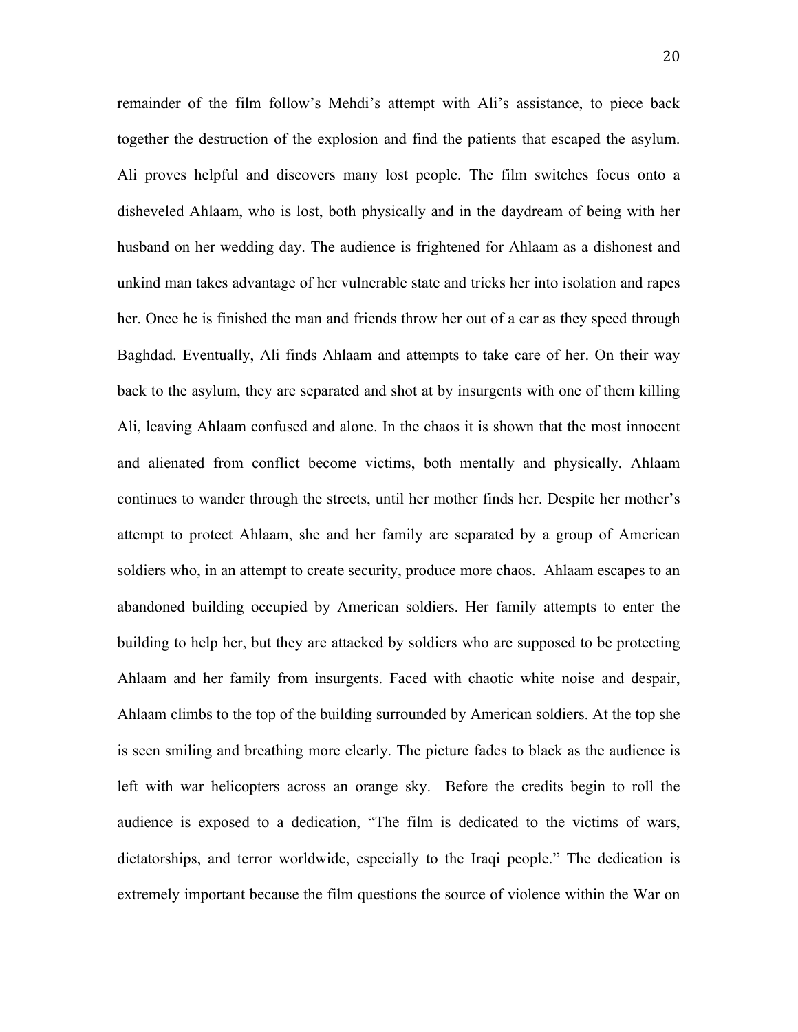remainder of the film follow's Mehdi's attempt with Ali's assistance, to piece back together the destruction of the explosion and find the patients that escaped the asylum. Ali proves helpful and discovers many lost people. The film switches focus onto a disheveled Ahlaam, who is lost, both physically and in the daydream of being with her husband on her wedding day. The audience is frightened for Ahlaam as a dishonest and unkind man takes advantage of her vulnerable state and tricks her into isolation and rapes her. Once he is finished the man and friends throw her out of a car as they speed through Baghdad. Eventually, Ali finds Ahlaam and attempts to take care of her. On their way back to the asylum, they are separated and shot at by insurgents with one of them killing Ali, leaving Ahlaam confused and alone. In the chaos it is shown that the most innocent and alienated from conflict become victims, both mentally and physically. Ahlaam continues to wander through the streets, until her mother finds her. Despite her mother's attempt to protect Ahlaam, she and her family are separated by a group of American soldiers who, in an attempt to create security, produce more chaos. Ahlaam escapes to an abandoned building occupied by American soldiers. Her family attempts to enter the building to help her, but they are attacked by soldiers who are supposed to be protecting Ahlaam and her family from insurgents. Faced with chaotic white noise and despair, Ahlaam climbs to the top of the building surrounded by American soldiers. At the top she is seen smiling and breathing more clearly. The picture fades to black as the audience is left with war helicopters across an orange sky. Before the credits begin to roll the audience is exposed to a dedication, "The film is dedicated to the victims of wars, dictatorships, and terror worldwide, especially to the Iraqi people." The dedication is extremely important because the film questions the source of violence within the War on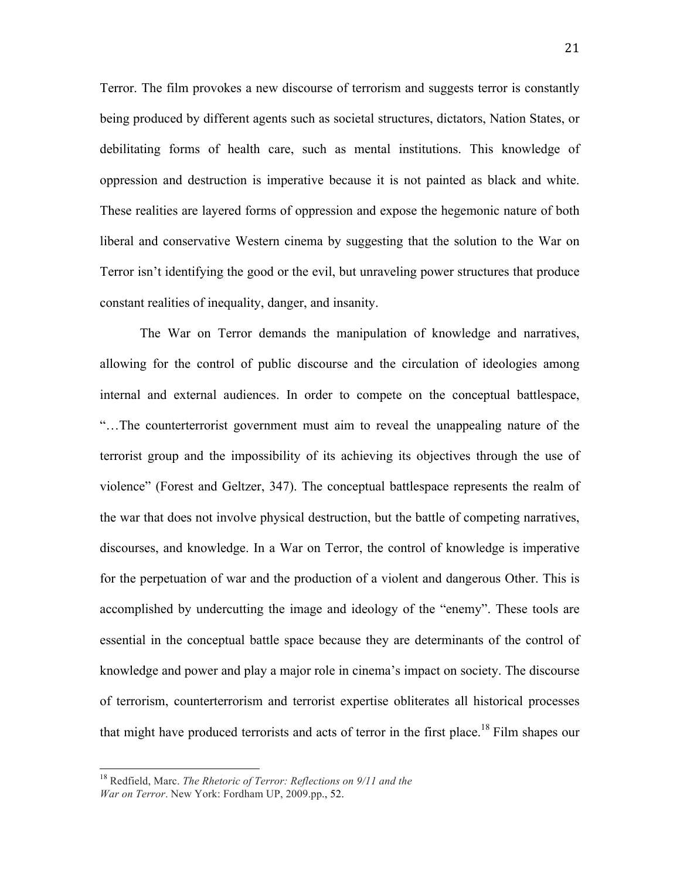Terror. The film provokes a new discourse of terrorism and suggests terror is constantly being produced by different agents such as societal structures, dictators, Nation States, or debilitating forms of health care, such as mental institutions. This knowledge of oppression and destruction is imperative because it is not painted as black and white. These realities are layered forms of oppression and expose the hegemonic nature of both liberal and conservative Western cinema by suggesting that the solution to the War on Terror isn't identifying the good or the evil, but unraveling power structures that produce constant realities of inequality, danger, and insanity.

The War on Terror demands the manipulation of knowledge and narratives, allowing for the control of public discourse and the circulation of ideologies among internal and external audiences. In order to compete on the conceptual battlespace, "…The counterterrorist government must aim to reveal the unappealing nature of the terrorist group and the impossibility of its achieving its objectives through the use of violence" (Forest and Geltzer, 347). The conceptual battlespace represents the realm of the war that does not involve physical destruction, but the battle of competing narratives, discourses, and knowledge. In a War on Terror, the control of knowledge is imperative for the perpetuation of war and the production of a violent and dangerous Other. This is accomplished by undercutting the image and ideology of the "enemy". These tools are essential in the conceptual battle space because they are determinants of the control of knowledge and power and play a major role in cinema's impact on society. The discourse of terrorism, counterterrorism and terrorist expertise obliterates all historical processes that might have produced terrorists and acts of terror in the first place.[18] Film shapes our

[18] Redfield, Marc. *The Rhetoric of Terror: Reflections on 9/11 and the War on Terror*. New York: Fordham UP, 2009.pp., 52.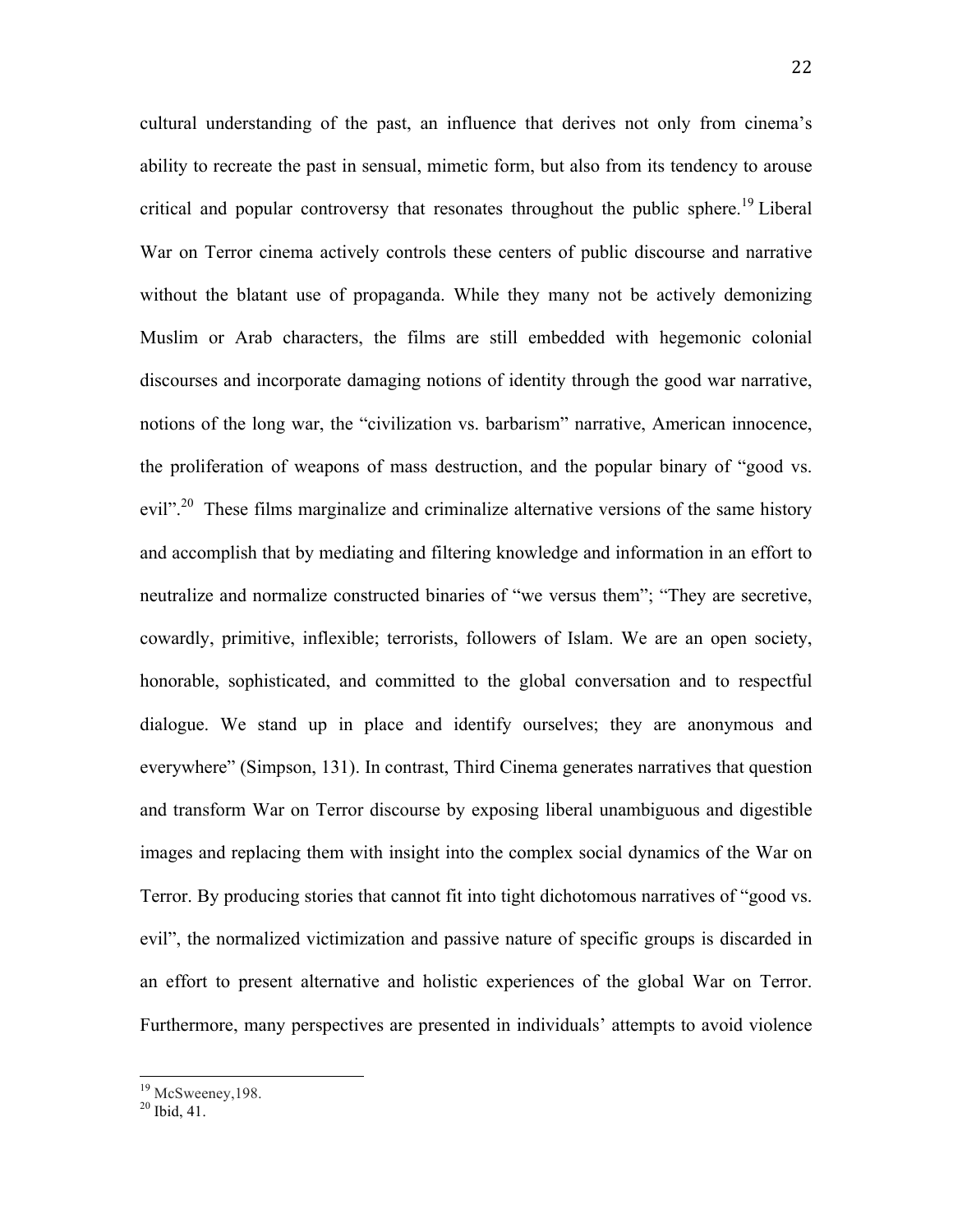cultural understanding of the past, an influence that derives not only from cinema's ability to recreate the past in sensual, mimetic form, but also from its tendency to arouse critical and popular controversy that resonates throughout the public sphere.[19] Liberal War on Terror cinema actively controls these centers of public discourse and narrative without the blatant use of propaganda. While they many not be actively demonizing Muslim or Arab characters, the films are still embedded with hegemonic colonial discourses and incorporate damaging notions of identity through the good war narrative, notions of the long war, the "civilization vs. barbarism" narrative, American innocence, the proliferation of weapons of mass destruction, and the popular binary of "good vs. evil".[20] These films marginalize and criminalize alternative versions of the same history and accomplish that by mediating and filtering knowledge and information in an effort to neutralize and normalize constructed binaries of "we versus them"; "They are secretive, cowardly, primitive, inflexible; terrorists, followers of Islam. We are an open society, honorable, sophisticated, and committed to the global conversation and to respectful dialogue. We stand up in place and identify ourselves; they are anonymous and everywhere" (Simpson, 131). In contrast, Third Cinema generates narratives that question and transform War on Terror discourse by exposing liberal unambiguous and digestible images and replacing them with insight into the complex social dynamics of the War on Terror. By producing stories that cannot fit into tight dichotomous narratives of "good vs. evil", the normalized victimization and passive nature of specific groups is discarded in an effort to present alternative and holistic experiences of the global War on Terror. Furthermore, many perspectives are presented in individuals' attempts to avoid violence

---

[19] McSweeney,198.

[20] Ibid, 41.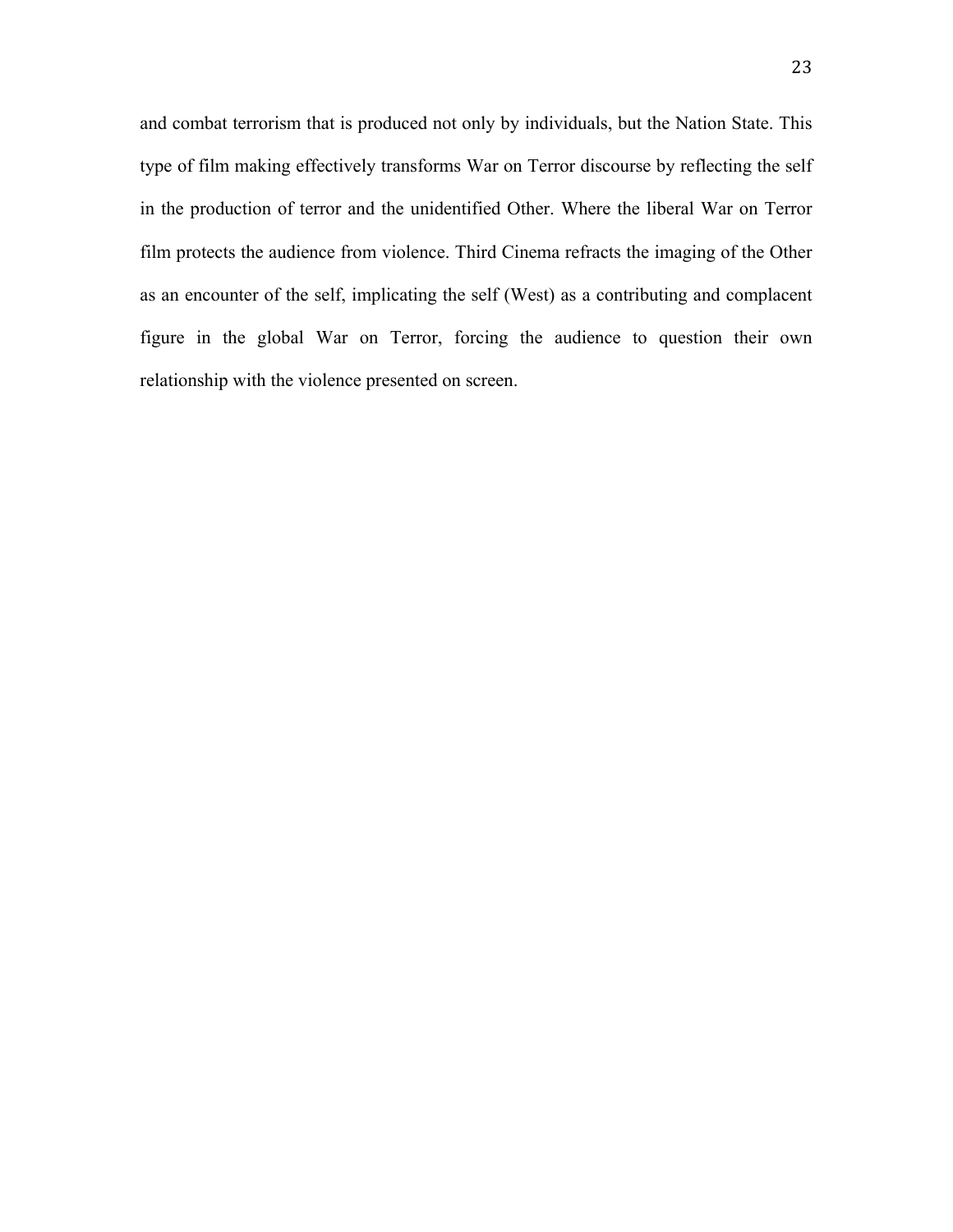and combat terrorism that is produced not only by individuals, but the Nation State. This type of film making effectively transforms War on Terror discourse by reflecting the self in the production of terror and the unidentified Other. Where the liberal War on Terror film protects the audience from violence. Third Cinema refracts the imaging of the Other as an encounter of the self, implicating the self (West) as a contributing and complacent figure in the global War on Terror, forcing the audience to question their own relationship with the violence presented on screen.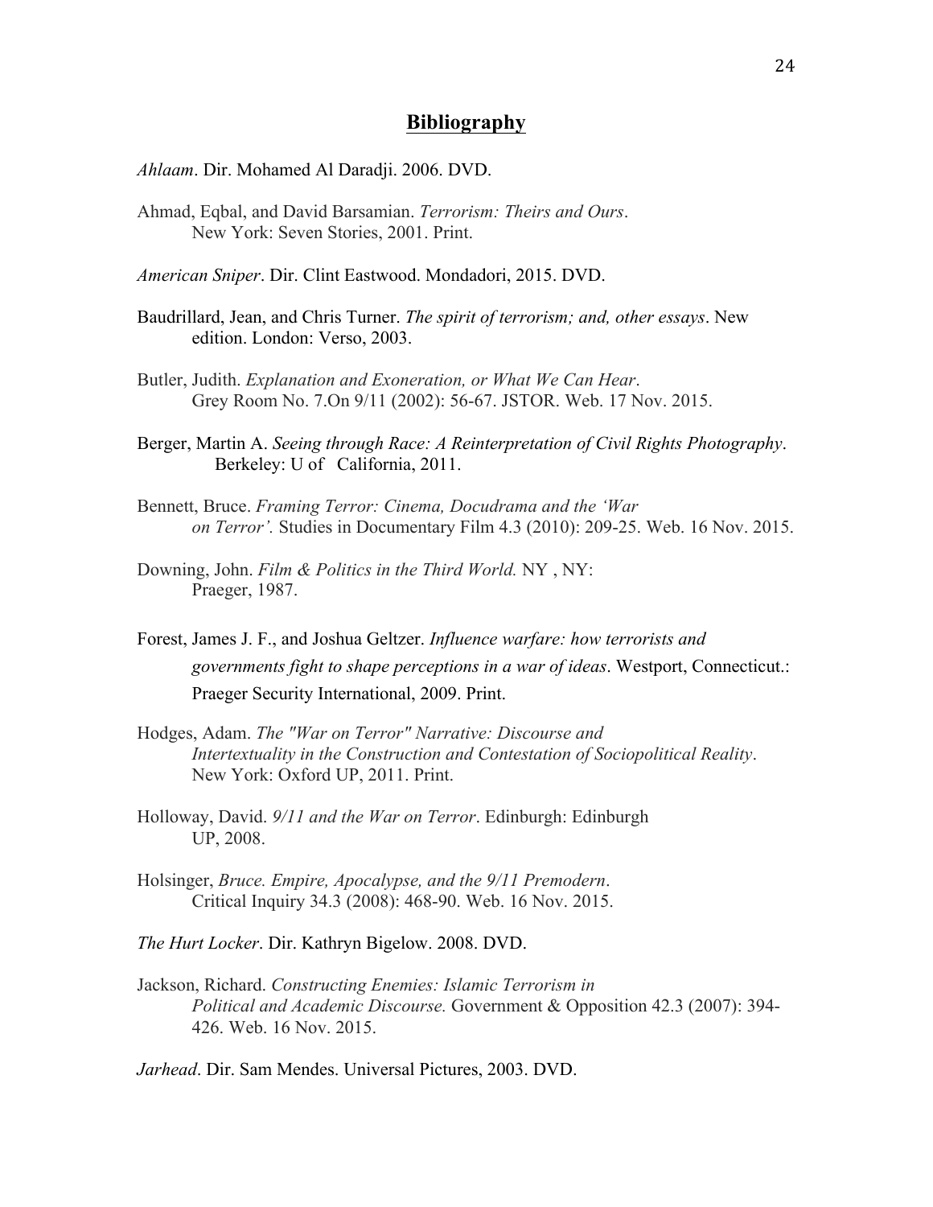## Bibliography

*Ahlaam*. Dir. Mohamed Al Daradji. 2006. DVD.

Ahmad, Eqbal, and David Barsamian. *Terrorism: Theirs and Ours*. New York: Seven Stories, 2001. Print.

*American Sniper*. Dir. Clint Eastwood. Mondadori, 2015. DVD.

Baudrillard, Jean, and Chris Turner. *The spirit of terrorism; and, other essays*. New edition. London: Verso, 2003.

Butler, Judith. *Explanation and Exoneration, or What We Can Hear*. Grey Room No. 7.On 9/11 (2002): 56-67. JSTOR. Web. 17 Nov. 2015.

Berger, Martin A. *Seeing through Race: A Reinterpretation of Civil Rights Photography*. Berkeley: U of California, 2011.

Bennett, Bruce. *Framing Terror: Cinema, Docudrama and the 'War on Terror'.* Studies in Documentary Film 4.3 (2010): 209-25. Web. 16 Nov. 2015.

Downing, John. *Film & Politics in the Third World.* NY , NY: Praeger, 1987.

Forest, James J. F., and Joshua Geltzer. *Influence warfare: how terrorists and governments fight to shape perceptions in a war of ideas*. Westport, Connecticut.: Praeger Security International, 2009. Print.

Hodges, Adam. *The "War on Terror" Narrative: Discourse and Intertextuality in the Construction and Contestation of Sociopolitical Reality*. New York: Oxford UP, 2011. Print.

Holloway, David. *9/11 and the War on Terror*. Edinburgh: Edinburgh UP, 2008.

Holsinger, *Bruce. Empire, Apocalypse, and the 9/11 Premodern*. Critical Inquiry 34.3 (2008): 468-90. Web. 16 Nov. 2015.

*The Hurt Locker*. Dir. Kathryn Bigelow. 2008. DVD.

Jackson, Richard. *Constructing Enemies: Islamic Terrorism in Political and Academic Discourse.* Government & Opposition 42.3 (2007): 394-426. Web. 16 Nov. 2015.

*Jarhead*. Dir. Sam Mendes. Universal Pictures, 2003. DVD.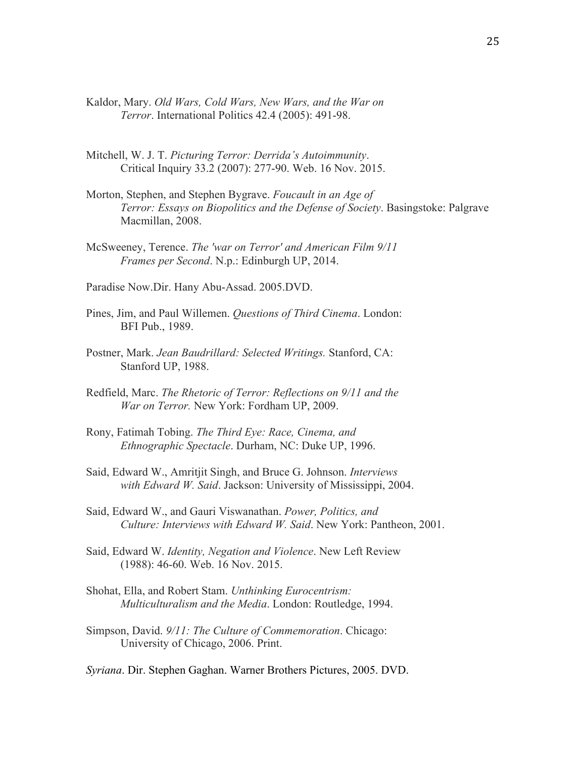Kaldor, Mary. *Old Wars, Cold Wars, New Wars, and the War on Terror*. International Politics 42.4 (2005): 491-98.

Mitchell, W. J. T. *Picturing Terror: Derrida's Autoimmunity*. Critical Inquiry 33.2 (2007): 277-90. Web. 16 Nov. 2015.

Morton, Stephen, and Stephen Bygrave. *Foucault in an Age of Terror: Essays on Biopolitics and the Defense of Society*. Basingstoke: Palgrave Macmillan, 2008.

McSweeney, Terence. *The 'war on Terror' and American Film 9/11 Frames per Second*. N.p.: Edinburgh UP, 2014.

Paradise Now.Dir. Hany Abu-Assad. 2005.DVD.

Pines, Jim, and Paul Willemen. *Questions of Third Cinema*. London: BFI Pub., 1989.

Postner, Mark. *Jean Baudrillard: Selected Writings.* Stanford, CA: Stanford UP, 1988.

Redfield, Marc. *The Rhetoric of Terror: Reflections on 9/11 and the War on Terror.* New York: Fordham UP, 2009.

Rony, Fatimah Tobing. *The Third Eye: Race, Cinema, and Ethnographic Spectacle*. Durham, NC: Duke UP, 1996.

Said, Edward W., Amritjit Singh, and Bruce G. Johnson. *Interviews with Edward W. Said*. Jackson: University of Mississippi, 2004.

Said, Edward W., and Gauri Viswanathan. *Power, Politics, and Culture: Interviews with Edward W. Said*. New York: Pantheon, 2001.

Said, Edward W. *Identity, Negation and Violence*. New Left Review (1988): 46-60. Web. 16 Nov. 2015.

Shohat, Ella, and Robert Stam. *Unthinking Eurocentrism: Multiculturalism and the Media*. London: Routledge, 1994.

Simpson, David. *9/11: The Culture of Commemoration*. Chicago: University of Chicago, 2006. Print.

*Syriana*. Dir. Stephen Gaghan. Warner Brothers Pictures, 2005. DVD.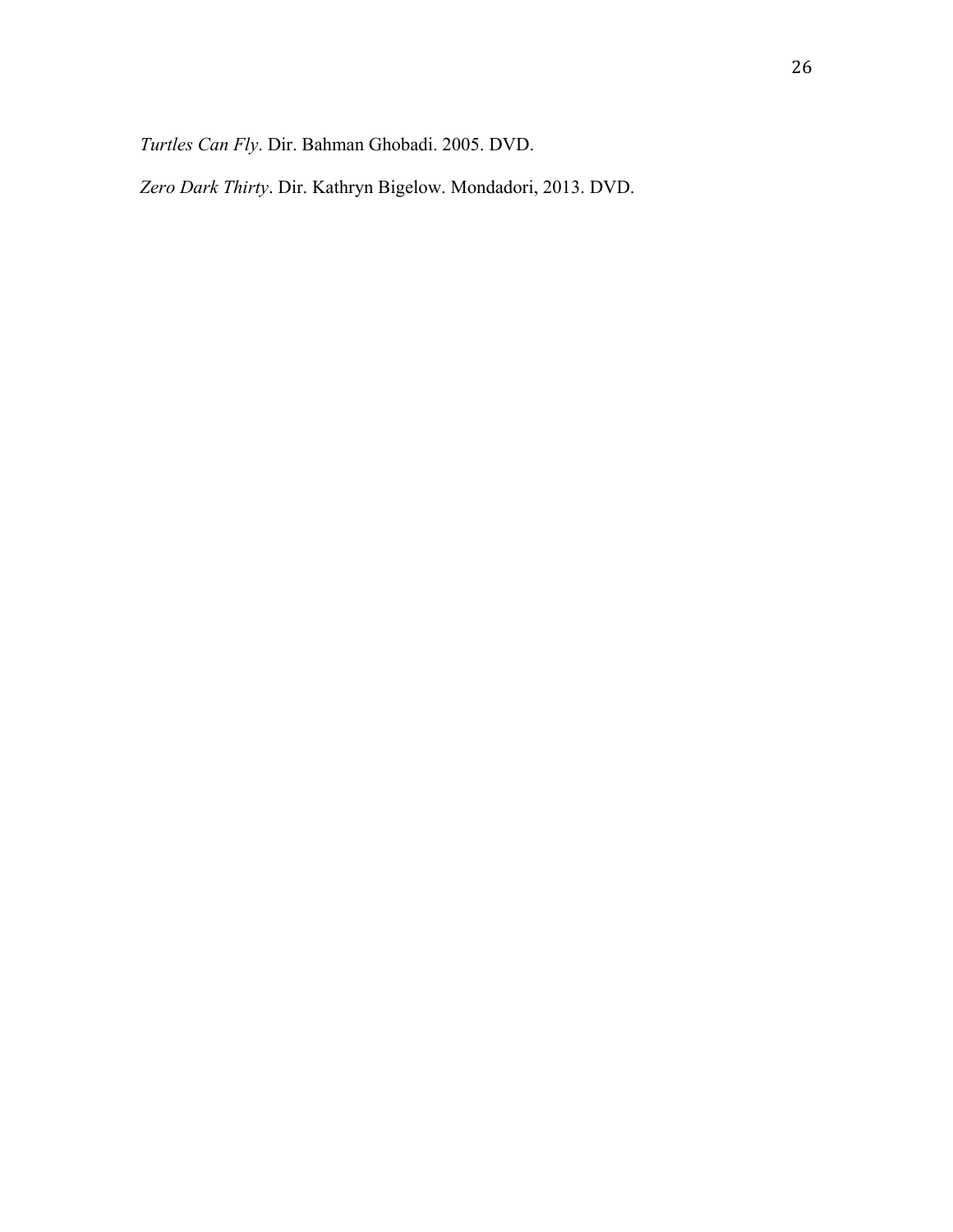*Turtles Can Fly*. Dir. Bahman Ghobadi. 2005. DVD.

*Zero Dark Thirty*. Dir. Kathryn Bigelow. Mondadori, 2013. DVD.